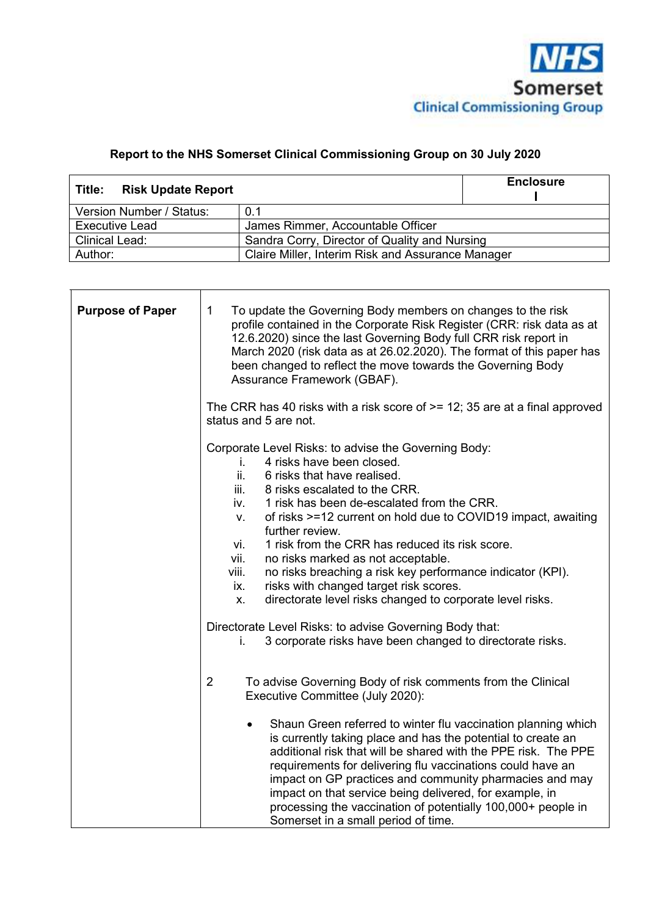NHS Somerset Clinical Commissioning Group

**Report to the NHS Somerset Clinical Commissioning Group on 30 July 2020**

| **Title: Risk Update Report** | | **Enclosure I** |
|---|---|---|
| Version Number / Status: | 0.1 | |
| Executive Lead | James Rimmer, Accountable Officer | |
| Clinical Lead: | Sandra Corry, Director of Quality and Nursing | |
| Author: | Claire Miller, Interim Risk and Assurance Manager | |

**Purpose of Paper**

1 To update the Governing Body members on changes to the risk profile contained in the Corporate Risk Register (CRR: risk data as at 12.6.2020) since the last Governing Body full CRR risk report in March 2020 (risk data as at 26.02.2020). The format of this paper has been changed to reflect the move towards the Governing Body Assurance Framework (GBAF).

The CRR has 40 risks with a risk score of >= 12; 35 are at a final approved status and 5 are not.

Corporate Level Risks: to advise the Governing Body:

i. 4 risks have been closed.
ii. 6 risks that have realised.
iii. 8 risks escalated to the CRR.
iv. 1 risk has been de-escalated from the CRR.
v. of risks >=12 current on hold due to COVID19 impact, awaiting further review.
vi. 1 risk from the CRR has reduced its risk score.
vii. no risks marked as not acceptable.
viii. no risks breaching a risk key performance indicator (KPI).
ix. risks with changed target risk scores.
x. directorate level risks changed to corporate level risks.

Directorate Level Risks: to advise Governing Body that:

i. 3 corporate risks have been changed to directorate risks.

2 To advise Governing Body of risk comments from the Clinical Executive Committee (July 2020):

- Shaun Green referred to winter flu vaccination planning which is currently taking place and has the potential to create an additional risk that will be shared with the PPE risk. The PPE requirements for delivering flu vaccinations could have an impact on GP practices and community pharmacies and may impact on that service being delivered, for example, in processing the vaccination of potentially 100,000+ people in Somerset in a small period of time.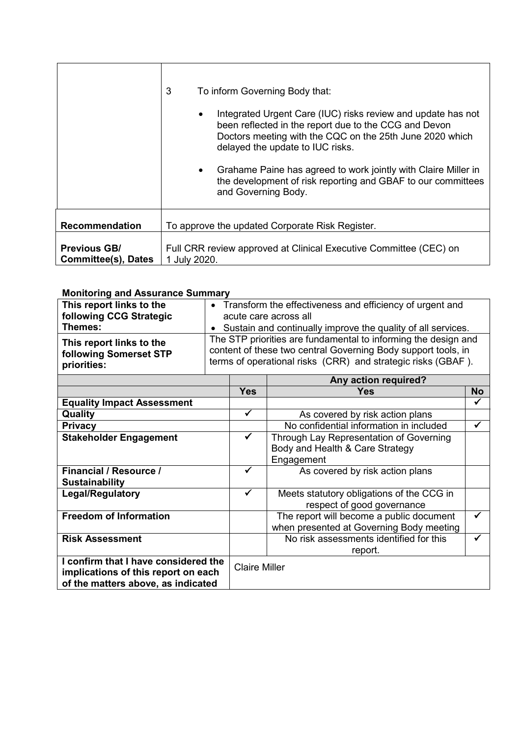| | |
|---|---|
| | 3 To inform Governing Body that:<br><br>• Integrated Urgent Care (IUC) risks review and update has not been reflected in the report due to the CCG and Devon Doctors meeting with the CQC on the 25th June 2020 which delayed the update to IUC risks.<br><br>• Grahame Paine has agreed to work jointly with Claire Miller in the development of risk reporting and GBAF to our committees and Governing Body. |
| **Recommendation** | To approve the updated Corporate Risk Register. |
| **Previous GB/ Committee(s), Dates** | Full CRR review approved at Clinical Executive Committee (CEC) on 1 July 2020. |

**Monitoring and Assurance Summary**

| | | |
|---|---|---|
| **This report links to the following CCG Strategic Themes:** | • Transform the effectiveness and efficiency of urgent and acute care across all<br>• Sustain and continually improve the quality of all services. | |
| **This report links to the following Somerset STP priorities:** | The STP priorities are fundamental to informing the design and content of these two central Governing Body support tools, in terms of operational risks (CRR) and strategic risks (GBAF ). | |

| | | Any action required? | |
|---|---|---|---|
| | **Yes** | **Yes** | **No** |
| **Equality Impact Assessment** | | | ✓ |
| **Quality** | ✓ | As covered by risk action plans | |
| **Privacy** | | No confidential information in included | ✓ |
| **Stakeholder Engagement** | ✓ | Through Lay Representation of Governing Body and Health & Care Strategy Engagement | |
| **Financial / Resource / Sustainability** | ✓ | As covered by risk action plans | |
| **Legal/Regulatory** | ✓ | Meets statutory obligations of the CCG in respect of good governance | |
| **Freedom of Information** | | The report will become a public document when presented at Governing Body meeting | ✓ |
| **Risk Assessment** | | No risk assessments identified for this report. | ✓ |
| **I confirm that I have considered the implications of this report on each of the matters above, as indicated** | Claire Miller | | |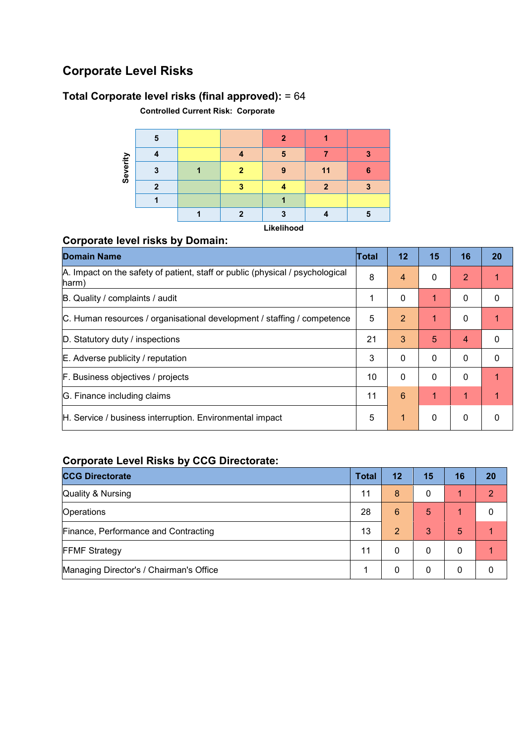# Corporate Level Risks

## Total Corporate level risks (final approved): = 64

**Controlled Current Risk: Corporate**

| Severity | | | | | |
|---|---|---|---|---|---|
| **5** | | | 2 | 1 | |
| **4** | | 4 | 5 | 7 | 3 |
| **3** | 1 | 2 | 9 | 11 | 6 |
| **2** | | 3 | 4 | 2 | 3 |
| **1** | | | 1 | | |
| | **1** | **2** | **3** | **4** | **5** |
| | | | **Likelihood** | | |

## Corporate level risks by Domain:

| Domain Name | Total | 12 | 15 | 16 | 20 |
|---|---|---|---|---|---|
| A. Impact on the safety of patient, staff or public (physical / psychological harm) | 8 | 4 | 0 | 2 | 1 |
| B. Quality / complaints / audit | 1 | 0 | 1 | 0 | 0 |
| C. Human resources / organisational development / staffing / competence | 5 | 2 | 1 | 0 | 1 |
| D. Statutory duty / inspections | 21 | 3 | 5 | 4 | 0 |
| E. Adverse publicity / reputation | 3 | 0 | 0 | 0 | 0 |
| F. Business objectives / projects | 10 | 0 | 0 | 0 | 1 |
| G. Finance including claims | 11 | 6 | 1 | 1 | 1 |
| H. Service / business interruption. Environmental impact | 5 | 1 | 0 | 0 | 0 |

## Corporate Level Risks by CCG Directorate:

| CCG Directorate | Total | 12 | 15 | 16 | 20 |
|---|---|---|---|---|---|
| Quality & Nursing | 11 | 8 | 0 | 1 | 2 |
| Operations | 28 | 6 | 5 | 1 | 0 |
| Finance, Performance and Contracting | 13 | 2 | 3 | 5 | 1 |
| FFMF Strategy | 11 | 0 | 0 | 0 | 1 |
| Managing Director's / Chairman's Office | 1 | 0 | 0 | 0 | 0 |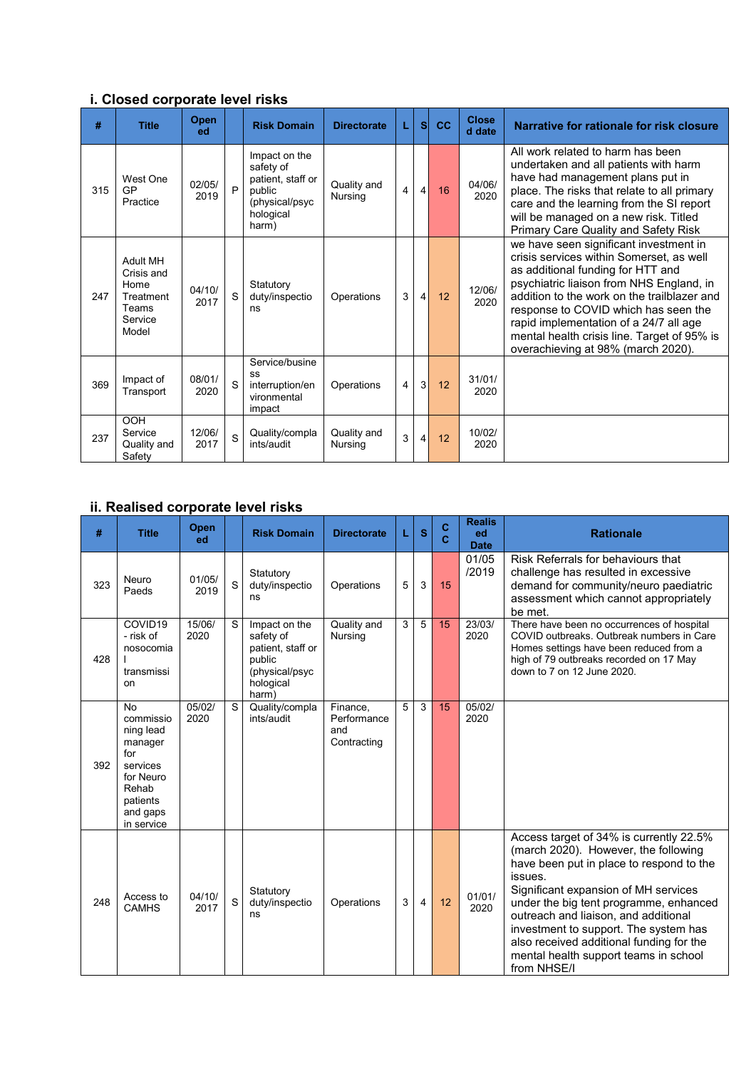### i. Closed corporate level risks

| # | Title | Opened | | Risk Domain | Directorate | L | S | CC | Closed date | Narrative for rationale for risk closure |
|---|---|---|---|---|---|---|---|---|---|---|
| 315 | West One GP Practice | 02/05/2019 | P | Impact on the safety of patient, staff or public (physical/psychological harm) | Quality and Nursing | 4 | 4 | 16 | 04/06/2020 | All work related to harm has been undertaken and all patients with harm have had management plans put in place. The risks that relate to all primary care and the learning from the SI report will be managed on a new risk. Titled Primary Care Quality and Safety Risk |
| 247 | Adult MH Crisis and Home Treatment Teams Service Model | 04/10/2017 | S | Statutory duty/inspections | Operations | 3 | 4 | 12 | 12/06/2020 | we have seen significant investment in crisis services within Somerset, as well as additional funding for HTT and psychiatric liaison from NHS England, in addition to the work on the trailblazer and response to COVID which has seen the rapid implementation of a 24/7 all age mental health crisis line. Target of 95% is overachieving at 98% (march 2020). |
| 369 | Impact of Transport | 08/01/2020 | S | Service/business interruption/environmental impact | Operations | 4 | 3 | 12 | 31/01/2020 | |
| 237 | OOH Service Quality and Safety | 12/06/2017 | S | Quality/complaints/audit | Quality and Nursing | 3 | 4 | 12 | 10/02/2020 | |

### ii. Realised corporate level risks

| # | Title | Opened | | Risk Domain | Directorate | L | S | CC | Realised Date | Rationale |
|---|---|---|---|---|---|---|---|---|---|---|
| 323 | Neuro Paeds | 01/05/2019 | S | Statutory duty/inspections | Operations | 5 | 3 | 15 | 01/05/2019 | Risk Referrals for behaviours that challenge has resulted in excessive demand for community/neuro paediatric assessment which cannot appropriately be met. |
| 428 | COVID19 - risk of nosocomial transmission | 15/06/2020 | S | Impact on the safety of patient, staff or public (physical/psychological harm) | Quality and Nursing | 3 | 5 | 15 | 23/03/2020 | There have been no occurrences of hospital COVID outbreaks. Outbreak numbers in Care Homes settings have been reduced from a high of 79 outbreaks recorded on 17 May down to 7 on 12 June 2020. |
| 392 | No commissioning lead manager for services for Neuro Rehab patients and gaps in service | 05/02/2020 | S | Quality/complaints/audit | Finance, Performance and Contracting | 5 | 3 | 15 | 05/02/2020 | |
| 248 | Access to CAMHS | 04/10/2017 | S | Statutory duty/inspections | Operations | 3 | 4 | 12 | 01/01/2020 | Access target of 34% is currently 22.5% (march 2020). However, the following have been put in place to respond to the issues.<br>Significant expansion of MH services under the big tent programme, enhanced outreach and liaison, and additional investment to support. The system has also received additional funding for the mental health support teams in school from NHSE/I |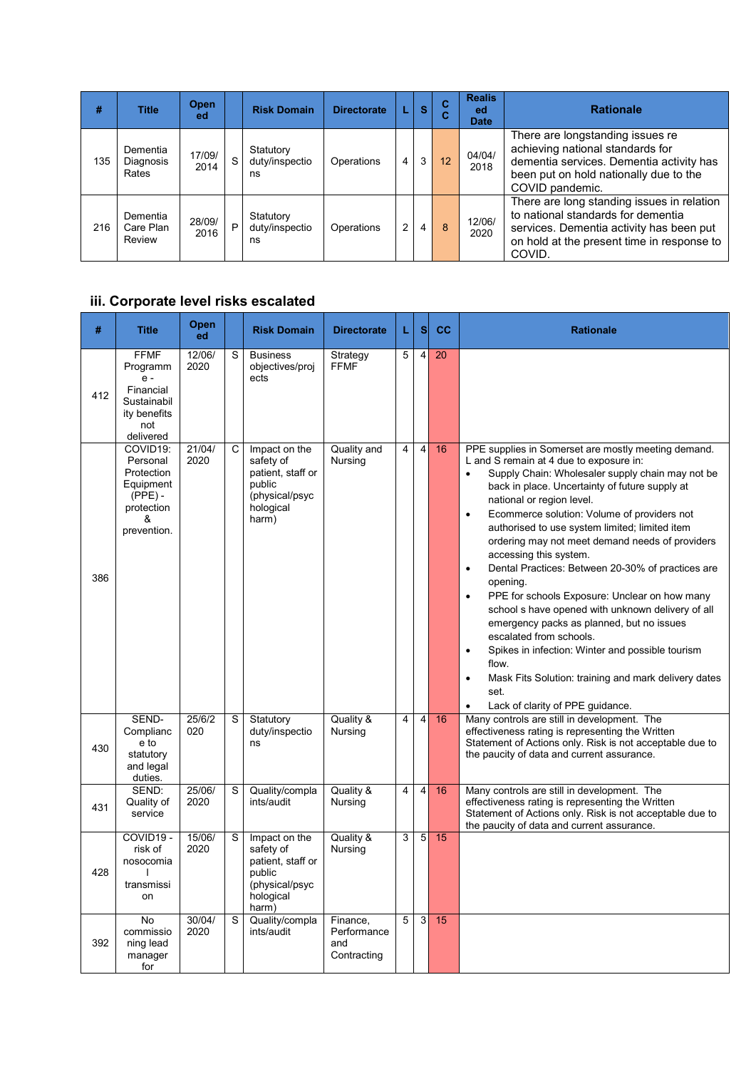| # | Title | Opened | | Risk Domain | Directorate | L | S | CC | Realised Date | Rationale |
|---|---|---|---|---|---|---|---|---|---|---|
| 135 | Dementia Diagnosis Rates | 17/09/2014 | S | Statutory duty/inspections | Operations | 4 | 3 | 12 | 04/04/2018 | There are longstanding issues re achieving national standards for dementia services. Dementia activity has been put on hold nationally due to the COVID pandemic. |
| 216 | Dementia Care Plan Review | 28/09/2016 | P | Statutory duty/inspections | Operations | 2 | 4 | 8 | 12/06/2020 | There are long standing issues in relation to national standards for dementia services. Dementia activity has been put on hold at the present time in response to COVID. |

### iii. Corporate level risks escalated

| # | Title | Opened | | Risk Domain | Directorate | L | S | CC | Rationale |
|---|---|---|---|---|---|---|---|---|---|
| 412 | FFMF Programme - Financial Sustainability benefits not delivered | 12/06/2020 | S | Business objectives/projects | Strategy FFMF | 5 | 4 | 20 | |
| 386 | COVID19: Personal Protection Equipment (PPE) - protection & prevention. | 21/04/2020 | C | Impact on the safety of patient, staff or public (physical/psychological harm) | Quality and Nursing | 4 | 4 | 16 | PPE supplies in Somerset are mostly meeting demand. L and S remain at 4 due to exposure in:<br>• Supply Chain: Wholesaler supply chain may not be back in place. Uncertainty of future supply at national or region level.<br>• Ecommerce solution: Volume of providers not authorised to use system limited; limited item ordering may not meet demand needs of providers accessing this system.<br>• Dental Practices: Between 20-30% of practices are opening.<br>• PPE for schools Exposure: Unclear on how many school s have opened with unknown delivery of all emergency packs as planned, but no issues escalated from schools.<br>• Spikes in infection: Winter and possible tourism flow.<br>• Mask Fits Solution: training and mark delivery dates set.<br>• Lack of clarity of PPE guidance. |
| 430 | SEND-Compliance to statutory and legal duties. | 25/6/2020 | S | Statutory duty/inspections | Quality & Nursing | 4 | 4 | 16 | Many controls are still in development. The effectiveness rating is representing the Written Statement of Actions only. Risk is not acceptable due to the paucity of data and current assurance. |
| 431 | SEND: Quality of service | 25/06/2020 | S | Quality/complaints/audit | Quality & Nursing | 4 | 4 | 16 | Many controls are still in development. The effectiveness rating is representing the Written Statement of Actions only. Risk is not acceptable due to the paucity of data and current assurance. |
| 428 | COVID19 - risk of nosocomial transmission | 15/06/2020 | S | Impact on the safety of patient, staff or public (physical/psychological harm) | Quality & Nursing | 3 | 5 | 15 | |
| 392 | No commissioning lead manager for | 30/04/2020 | S | Quality/complaints/audit | Finance, Performance and Contracting | 5 | 3 | 15 | |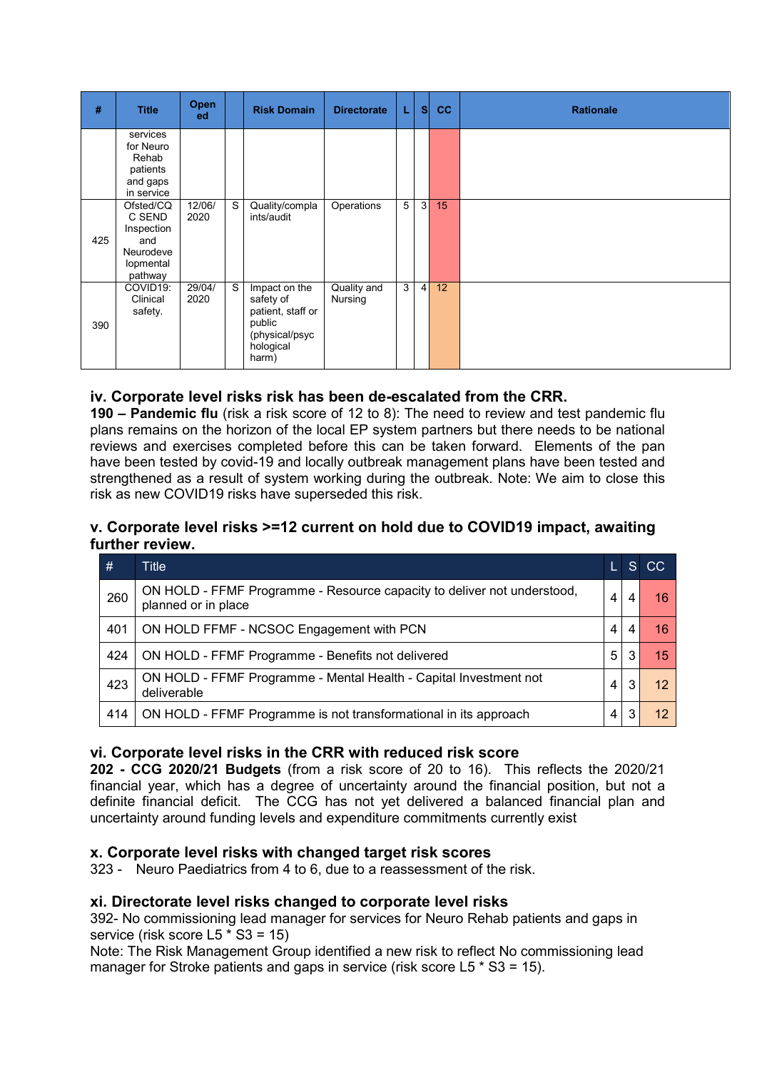| # | Title | Opened | | Risk Domain | Directorate | L | S | CC | Rationale |
|---|---|---|---|---|---|---|---|---|---|
| | services for Neuro Rehab patients and gaps in service | | | | | | | | |
| 425 | Ofsted/CQC SEND Inspection and Neurodevelopmental pathway | 12/06/2020 | S | Quality/complaints/audit | Operations | 5 | 3 | 15 | |
| 390 | COVID19: Clinical safety. | 29/04/2020 | S | Impact on the safety of patient, staff or public (physical/psychological harm) | Quality and Nursing | 3 | 4 | 12 | |

### iv. Corporate level risks risk has been de-escalated from the CRR.

**190 – Pandemic flu** (risk a risk score of 12 to 8): The need to review and test pandemic flu plans remains on the horizon of the local EP system partners but there needs to be national reviews and exercises completed before this can be taken forward. Elements of the pan have been tested by covid-19 and locally outbreak management plans have been tested and strengthened as a result of system working during the outbreak. Note: We aim to close this risk as new COVID19 risks have superseded this risk.

### v. Corporate level risks >=12 current on hold due to COVID19 impact, awaiting further review.

| # | Title | L | S | CC |
|---|---|---|---|---|
| 260 | ON HOLD - FFMF Programme - Resource capacity to deliver not understood, planned or in place | 4 | 4 | 16 |
| 401 | ON HOLD FFMF - NCSOC Engagement with PCN | 4 | 4 | 16 |
| 424 | ON HOLD - FFMF Programme - Benefits not delivered | 5 | 3 | 15 |
| 423 | ON HOLD - FFMF Programme - Mental Health - Capital Investment not deliverable | 4 | 3 | 12 |
| 414 | ON HOLD - FFMF Programme is not transformational in its approach | 4 | 3 | 12 |

### vi. Corporate level risks in the CRR with reduced risk score

**202 - CCG 2020/21 Budgets** (from a risk score of 20 to 16). This reflects the 2020/21 financial year, which has a degree of uncertainty around the financial position, but not a definite financial deficit. The CCG has not yet delivered a balanced financial plan and uncertainty around funding levels and expenditure commitments currently exist

### x. Corporate level risks with changed target risk scores

323 - Neuro Paediatrics from 4 to 6, due to a reassessment of the risk.

### xi. Directorate level risks changed to corporate level risks

392- No commissioning lead manager for services for Neuro Rehab patients and gaps in service (risk score L5 * S3 = 15)

Note: The Risk Management Group identified a new risk to reflect No commissioning lead manager for Stroke patients and gaps in service (risk score L5 * S3 = 15).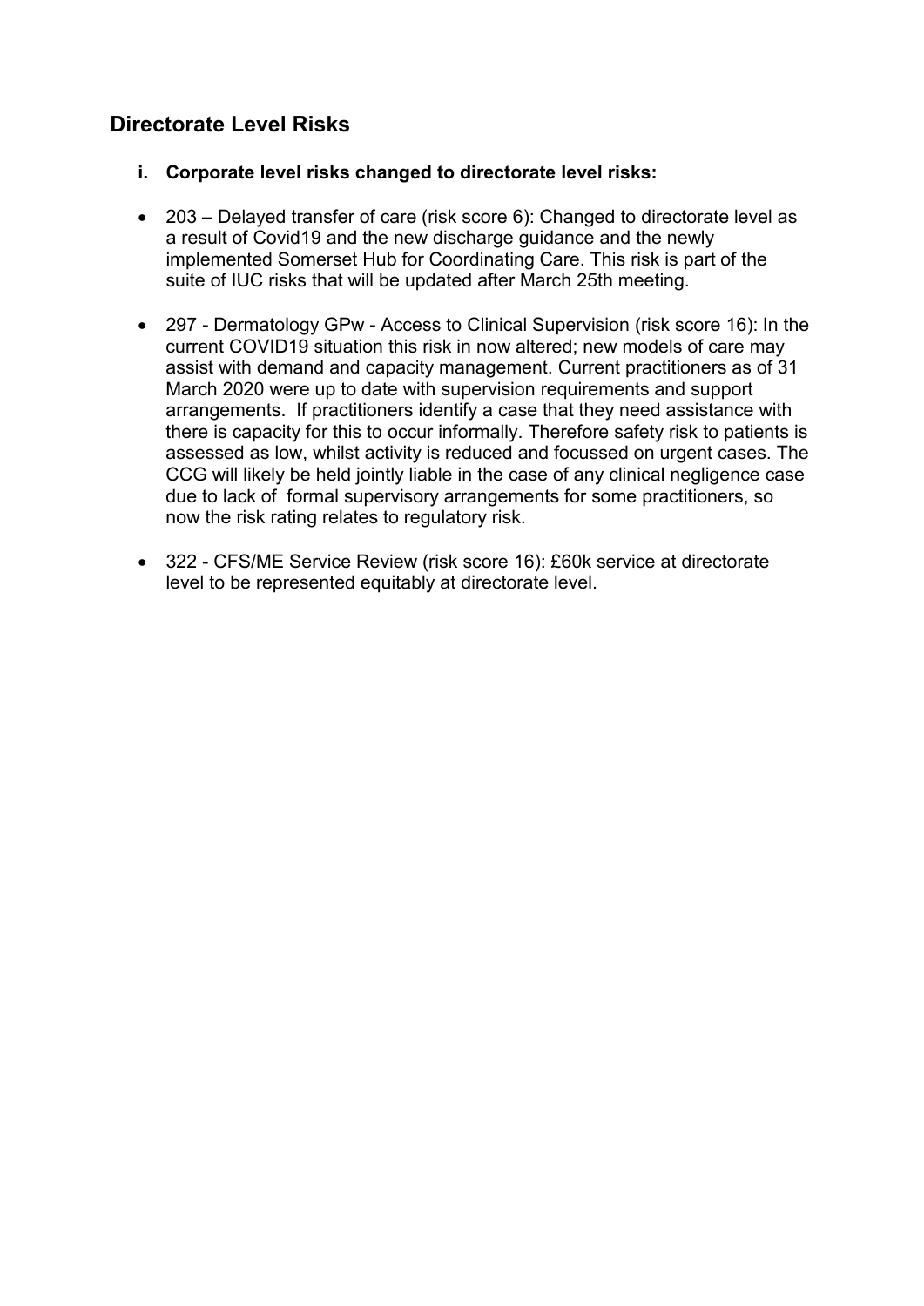## Directorate Level Risks

**i. Corporate level risks changed to directorate level risks:**

- 203 – Delayed transfer of care (risk score 6): Changed to directorate level as a result of Covid19 and the new discharge guidance and the newly implemented Somerset Hub for Coordinating Care. This risk is part of the suite of IUC risks that will be updated after March 25th meeting.
- 297 - Dermatology GPw - Access to Clinical Supervision (risk score 16): In the current COVID19 situation this risk in now altered; new models of care may assist with demand and capacity management. Current practitioners as of 31 March 2020 were up to date with supervision requirements and support arrangements. If practitioners identify a case that they need assistance with there is capacity for this to occur informally. Therefore safety risk to patients is assessed as low, whilst activity is reduced and focussed on urgent cases. The CCG will likely be held jointly liable in the case of any clinical negligence case due to lack of formal supervisory arrangements for some practitioners, so now the risk rating relates to regulatory risk.
- 322 - CFS/ME Service Review (risk score 16): £60k service at directorate level to be represented equitably at directorate level.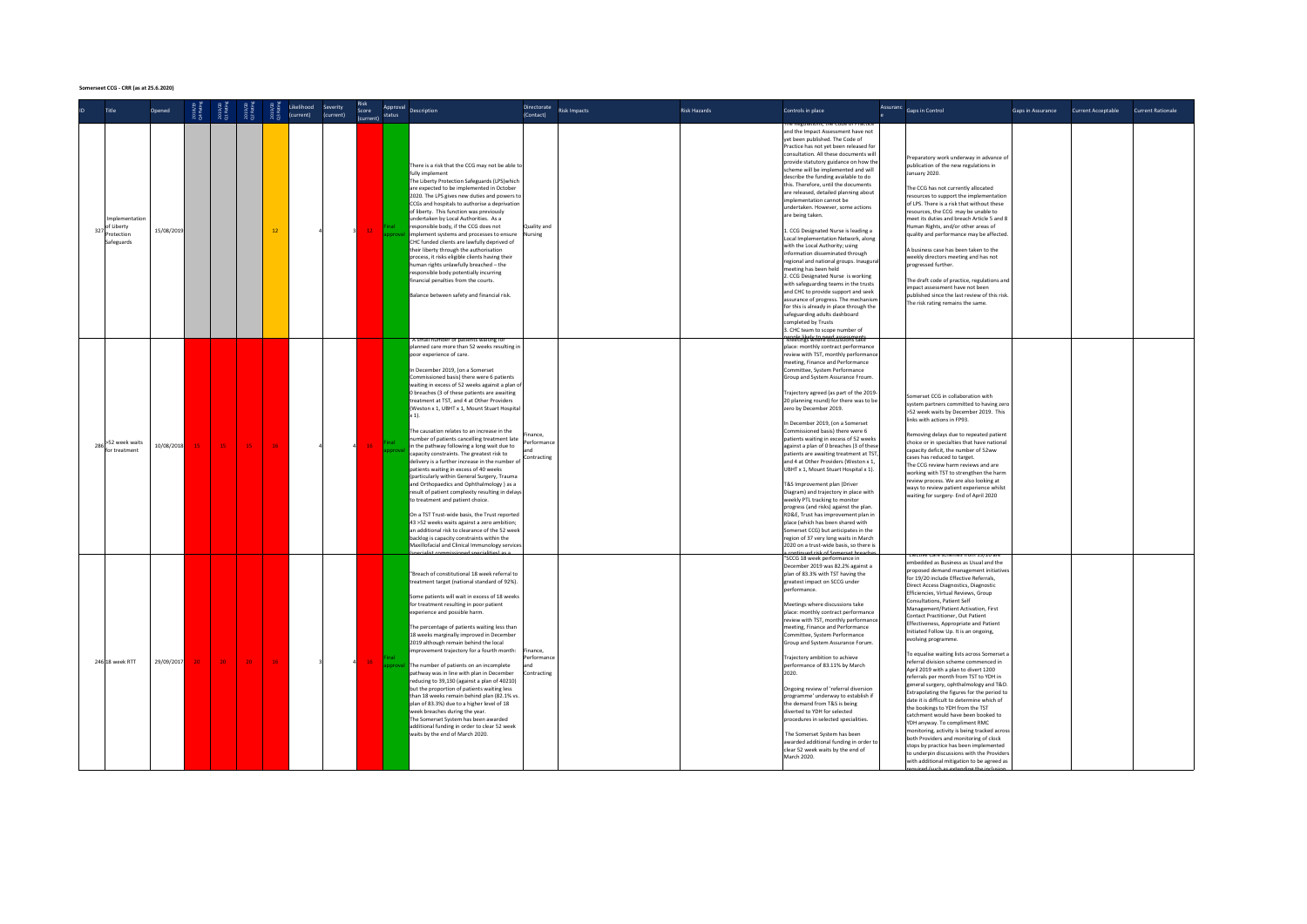**Somerset CCG - CRR (as at 25.6.2020)**

| ID | Title | Opened | 2019/20 Q4 Rating | 2019/20 Q1 Rating | 2019/20 Q2 Rating | 2019/20 Q3 Rating | Likelihood (current) | Severity (current) | Risk Score (current) | Approval status | Description | Directorate (Contact) | Risk Impacts | Risk Hazards | Controls in place | Assurance | Gaps in Control | Gaps in Assurance | Current Acceptable | Current Rationale |
|---|---|---|---|---|---|---|---|---|---|---|---|---|---|---|---|---|---|---|---|---|
| 327 | Implementation of Liberty Protection Safeguards | 15/08/2019 | | | | 12 | 4 | 3 | 12 | Final approval | There is a risk that the CCG may not be able to fully implement The Liberty Protection Safeguards (LPS)which are expected to be implemented in October 2020. The LPS gives new duties and powers to CCGs and hospitals to authorise a deprivation of liberty. This function was previously undertaken by Local Authorities. As a responsible body, if the CCG does not implement systems and processes to ensure CHC funded clients are lawfully deprived of their liberty through the authorisation process, it risks eligible clients having their human rights unlawfully breached – the responsible body potentially incurring financial penalties from the courts. Balance between safety and financial risk. | Quality and Nursing | | | The Regulations, the Code of Practice and the Impact Assessment have not yet been published. The Code of Practice has not yet been released for consultation. All these documents will provide statutory guidance on how the scheme will be implemented and will describe the funding available to do this. Therefore, until the documents are released, detailed planning about implementation cannot be undertaken. However, some actions are being taken. 1. CCG Designated Nurse is leading a Local Implementation Network, along with the Local Authority; using information disseminated through regional and national groups. Inaugural meeting has been held 2. CCG Designated Nurse is working with safeguarding teams in the trusts and CHC to provide support and seek assurance of progress. The mechanism for this is already in place through the safeguarding adults dashboard completed by Trusts 3. CHC team to scope number of people likely to need assessments | | Preparatory work underway in advance of publication of the new regulations in January 2020. The CCG has not currently allocated resources to support the implementation of LPS. There is a risk that without these resources, the CCG may be unable to meet its duties and breach Article 5 and 8 Human Rights, and/or other areas of quality and performance may be affected. A business case has been taken to the weekly directors meeting and has not progressed further. The draft code of practice, regulations and impact assessment have not been published since the last review of this risk. The risk rating remains the same. | | | |
| 286 | >52 week waits for treatment | 10/08/2018 | 15 | 15 | 15 | 16 | 4 | 4 | 16 | Final approval | "A small number of patients waiting for planned care more than 52 weeks resulting in poor experience of care. In December 2019, (on a Somerset Commissioned basis) there were 6 patients waiting in excess of 52 weeks against a plan of 0 breaches (3 of these patients are awaiting treatment at TST, and 4 at Other Providers (Weston x 1, UBHT x 1, Mount Stuart Hospital x 1). The causation relates to an increase in the number of patients cancelling treatment late in the pathway following a long wait due to capacity constraints. The greatest risk to delivery is a further increase in the number of patients waiting in excess of 40 weeks (particularly within General Surgery, Trauma and Orthopaedics and Ophthalmology ) as a result of patient complexity resulting in delays to treatment and patient choice. On a TST Trust-wide basis, the Trust reported 43 >52 weeks waits against a zero ambition; an additional risk to clearance of the 52 week backlog is capacity constraints within the Maxillofacial and Clinical Immunology services (specialist commissioned specialities) as a | Finance, Performance and Contracting | | | "Meetings where discussions take place: monthly contract performance review with TST, monthly performance meeting, Finance and Performance Committee, System Performance Group and System Assurance Froum. Trajectory agreed (as part of the 2019-20 planning round) for there was to be zero by December 2019. In December 2019, (on a Somerset Commissioned basis) there were 6 patients waiting in excess of 52 weeks against a plan of 0 breaches (3 of these patients are awaiting treatment at TST, and 4 at Other Providers (Weston x 1, UBHT x 1, Mount Stuart Hospital x 1). T&S Improvement plan (Driver Diagram) and trajectory in place with weekly PTL tracking to monitor progress (and risks) against the plan. RD&E, Trust has improvement plan in place (which has been shared with Somerset CCG) but anticipates in the region of 37 very long waits in March 2020 on a trust-wide basis, so there is a continued risk of Somerset breaches | | Somerset CCG in collaboration with system partners committed to having zero >52 week waits by December 2019. This links with actions in FP93. Removing delays due to repeated patient choice or in specialties that have national capacity deficit, the number of 52ww cases has reduced to target. The CCG review harm reviews and are working with TST to strengthen the harm review process. We are also looking at ways to review patient experience whilst waiting for surgery- End of April 2020 | | | |
| 246 | 18 week RTT | 29/09/2017 | 20 | 20 | 20 | 16 | 3 | 4 | 16 | Final approval | "Breach of constitutional 18 week referral to treatment target (national standard of 92%). Some patients will wait in excess of 18 weeks for treatment resulting in poor patient experience and possible harm. The percentage of patients waiting less than 18 weeks marginally improved in December 2019 although remain behind the local improvement trajectory for a fourth month: The number of patients on an incomplete pathway was in line with plan in December reducing to 39,130 (against a plan of 40210) but the proportion of patients waiting less than 18 weeks remain behind plan (82.1% vs. plan of 83.3%) due to a higher level of 18 week breaches during the year. The Somerset System has been awarded additional funding in order to clear 52 week waits by the end of March 2020. | Finance, Performance and Contracting | | | "SCCG 18 week performance in December 2019 was 82.2% against a plan of 83.3% with TST having the greatest impact on SCCG under performance. Meetings where discussions take place: monthly contract performance review with TST, monthly performance meeting, Finance and Performance Committee, System Performance Group and System Assurance Forum. Trajectory ambition to achieve performance of 83.11% by March 2020. Ongoing review of 'referral diversion programme' underway to establish if the demand from T&S is being diverted to YDH for selected procedures in selected specialities. The Somerset System has been awarded additional funding in order to clear 52 week waits by the end of March 2020. | | "Elective Care schemes from 19/20 are embedded as Business as Usual and the proposed demand management initiatives for 19/20 include Effective Referrals, Direct Access Diagnostics, Diagnostic Efficiencies, Virtual Reviews, Group Consultations, Patient Self Management/Patient Activation, First Contact Practitioner, Out Patient Effectiveness, Appropriate and Patient Initiated Follow Up. It is an ongoing, evolving programme. To equalise waiting lists across Somerset a referral division scheme commenced in April 2019 with a plan to divert 1200 referrals per month from TST to YDH in general surgery, ophthalmology and T&O. Extrapolating the figures for the period to date it is difficult to determine which of the bookings to YDH from the TST catchment would have been booked to YDH anyway. To compliment RMC monitoring, activity is being tracked across both Providers and monitoring of clock stops by practice has been implemented with additional mitigation to be agreed as required (such as extending the inclusion | | | |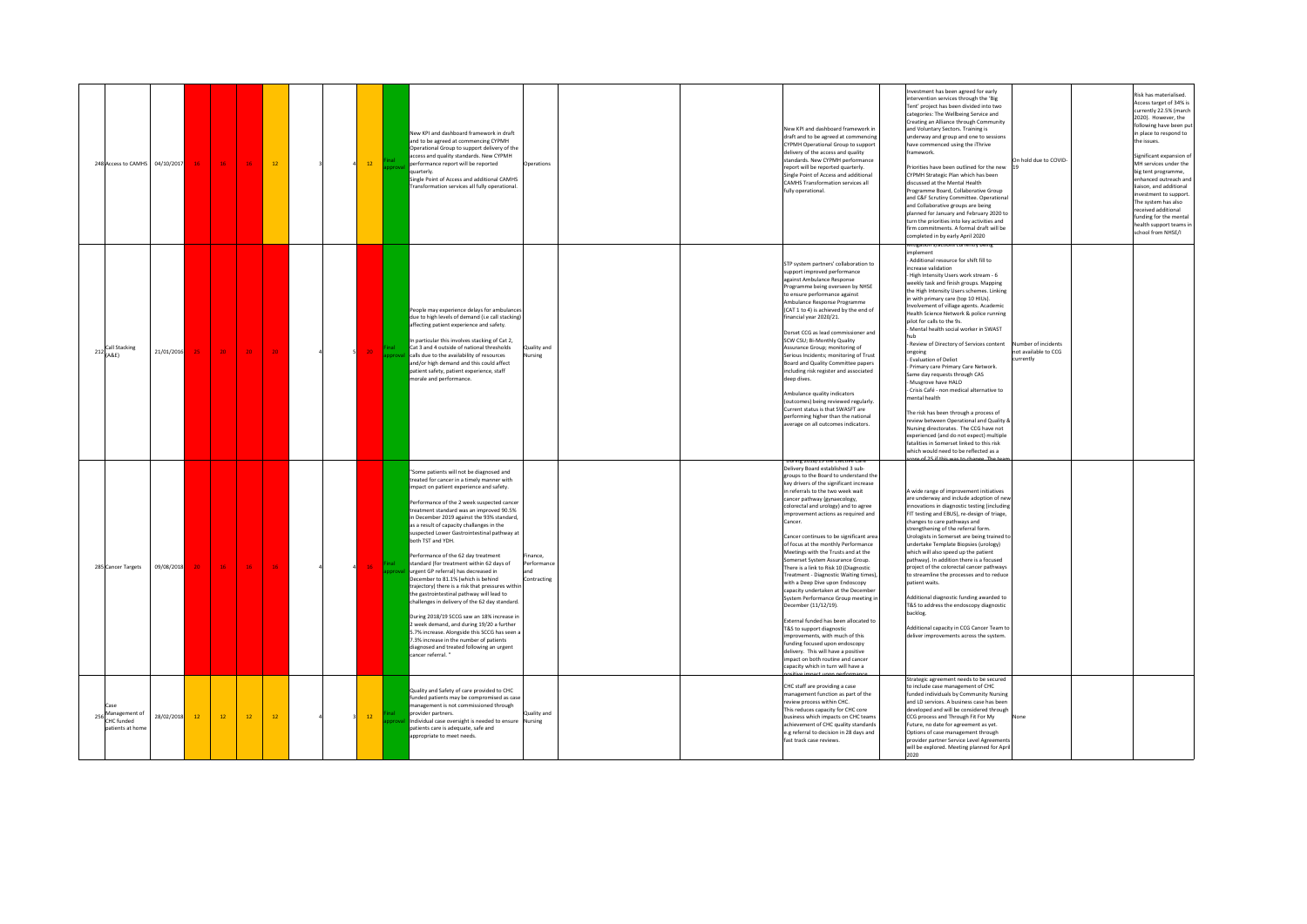| 248 | Access to CAMHS | 04/10/2017 | 16 | 16 | 16 | 12 | | 3 | 4 | 12 | Final approval | New KPI and dashboard framework in draft and to be agreed at commencing CYPMH Operational Group to support delivery of the access and quality standards. New CYPMH performance report will be reported quarterly. Single Point of Access and additional CAMHS Transformation services all fully operational. | Operations | | | New KPI and dashboard framework in draft and to be agreed at commencing CYPMH Operational Group to support delivery of the access and quality standards. New CYPMH performance report will be reported quarterly. Single Point of Access and additional CAMHS Transformation services all fully operational. | Investment has been agreed for early intervention services through the 'Big Tent' project has been divided into two categories: The Wellbeing Service and Creating an Alliance through Community and Voluntary Sectors. Training is underway and group and one to sessions have commenced using the iThrive framework. Priorities have been outlined for the new CYPMH Strategic Plan which has been discussed at the Mental Health Programme Board, Collaborative Group and C&F Scrutiny Committee. Operational and Collaborative groups are being planned for January and February 2020 to turn the priorities into key activities and firm commitments. A formal draft will be completed in by early April 2020 | On hold due to COVID-19 | | Risk has materialised. Access target of 34% is currently 22.5% (march 2020). However, the following have been put in place to respond to the issues. Significant expansion of MH services under the big tent programme, enhanced outreach and liaison, and additional investment to support. The system has also received additional funding for the mental health support teams in school from NHSE/I |
|---|---|---|---|---|---|---|---|---|---|---|---|---|---|---|---|---|---|---|---|---|
| 212 | Call Stacking (A&E) | 21/01/2016 | 25 | 20 | 20 | 20 | | 4 | 5 | 20 | Final approval | People may experience delays for ambulances due to high levels of demand (i.e call stacking) affecting patient experience and safety. In particular this involves stacking of Cat 2, Cat 3 and 4 outside of national thresholds calls due to the availability of resources and/or high demand and this could affect patient safety, patient experience, staff morale and performance. | Quality and Nursing | | | STP system partners' collaboration to support improved performance against Ambulance Response Programme being overseen by NHSE to ensure performance against Ambulance Response Programme (CAT 1 to 4) is achieved by the end of financial year 2020/21. Dorset CCG as lead commissioner and SCW CSU; Bi-Monthly Quality Assurance Group; monitoring of Serious Incidents; monitoring of Trust Board and Quality Committee papers including risk register and associated deep dives. Ambulance quality indicators (outcomes) being reviewed regularly. Current status is that SWASFT are performing higher than the national average on all outcomes indicators. | Mitigation/actions currently being implement - Additional resource for shift fill to increase validation - High Intensity Users work stream - 6 weekly task and finish groups. Mapping the High Intensity Users schemes. Linking in with primary care (top 10 HIUs). Involvement of village agents. Academic Health Science Network & police running pilot for calls to the 9s. - Mental health social worker in SWAST hub - Review of Directory of Services content ongoing - Evaluation of Deliot - Primary care Primary Care Network. Same day requests through CAS - Musgrove have HALO - Crisis Café - non medical alternative to mental health The risk has been through a process of review between Operational and Quality & Nursing directorates. The CCG have not experienced (and do not expect) multiple fatalities in Somerset linked to this risk which would need to be reflected as a score of 25 if this was to change. The team | Number of incidents not available to CCG currently | | |
| 285 | Cancer Targets | 09/08/2018 | 20 | 16 | 16 | 16 | | 4 | 4 | 16 | Final approval | "Some patients will not be diagnosed and treated for cancer in a timely manner with impact on patient experience and safety. Performance of the 2 week suspected cancer treatment standard was an improved 90.5% in December 2019 against the 93% standard, as a result of capacity challenges in the suspected Lower Gastrointestinal pathway at both TST and YDH. Performance of the 62 day treatment standard (for treatment within 62 days of urgent GP referral) has decreased in December to 81.1% (which is behind trajectory) there is a risk that pressures within the gastrointestinal pathway will lead to challenges in delivery of the 62 day standard. During 2018/19 SCCG saw an 18% increase in 2 week demand, and during 19/20 a further 5.7% increase. Alongside this SCCG has seen a 7.3% increase in the number of patients diagnosed and treated following an urgent cancer referral. " | Finance, Performance and Contracting | | | - During 2018/19 the Elective Care Delivery Board established 3 sub-groups to the Board to understand the key drivers of the significant increase in referrals to the two week wait cancer pathway (gynaecology, colorectal and urology) and to agree improvement actions as required and Cancer. Cancer continues to be significant area of focus at the monthly Performance Meetings with the Trusts and at the Somerset System Assurance Group. There is a link to Risk 10 (Diagnostic Treatment - Diagnostic Waiting times), with a Deep Dive upon Endoscopy capacity undertaken at the December System Performance Group meeting in December (11/12/19). External funded has been allocated to T&S to support diagnostic improvements, with much of this funding focused upon endoscopy delivery. This will have a positive impact on both routine and cancer capacity which in turn will have a positive impact upon performance | A wide range of improvement initiatives are underway and include adoption of new innovations in diagnostic testing (including FIT testing and EBUS), re-design of triage, changes to care pathways and strengthening of the referral form. Urologists in Somerset are being trained to undertake Template Biopsies (urology) which will also speed up the patient pathway. In addition there is a focused project of the colorectal cancer pathways to streamline the processes and to reduce patient waits. Additional diagnostic funding awarded to T&S to address the endoscopy diagnostic backlog. Additional capacity in CCG Cancer Team to deliver improvements across the system. | | | |
| 256 | Case Management of CHC funded patients at home | 28/02/2018 | 12 | 12 | 12 | 12 | | 4 | 3 | 12 | Final approval | Quality and Safety of care provided to CHC funded patients may be compromised as case management is not commissioned through provider partners. Individual case oversight is needed to ensure patients care is adequate, safe and appropriate to meet needs. | Quality and Nursing | | | CHC staff are providing a case management function as part of the review process within CHC. This reduces capacity for CHC core business which impacts on CHC teams achievement of CHC quality standards e.g referral to decision in 28 days and fast track case reviews. | Strategic agreement needs to be secured to include case management of CHC funded individuals by Community Nursing and LD services. A business case has been developed and will be considered through CCG process and Through Fit For My Future, no date for agreement as yet. Options of case management through provider partner Service Level Agreements will be explored. Meeting planned for April 2020 | None | | |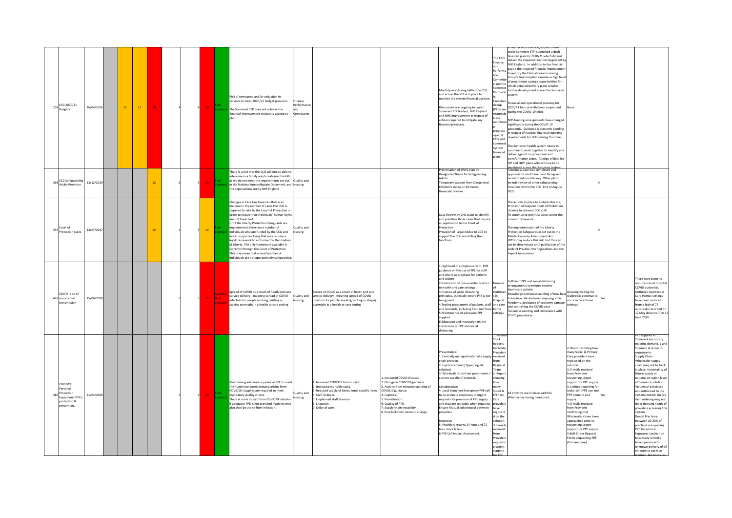| | | | | | | | | | | | | | | | | | | | | | |
|---|---|---|---|---|---|---|---|---|---|---|---|---|---|---|---|---|---|---|---|---|---|
| 202 | CCG 2020/21 Budgets | 26/04/2016 | | 12 | 12 | 20 | | 4 | 4 | 16 | Final approval | Risk of overspend and/or reduction in services to meet 2020/21 budget provision.<br>The Somerset STP does not achieve the financial improvement trajectory agreed at plan. | Finance, Performance and Contracting | | | Monthly monitoring within the CCG and across the STP is in place to monitor the system financial position.<br>Discussions are ongoing between Somerset STP leaders, NHS England and NHS Improvement in respect of actions required to mitigate any financial pressures. | The CCG Finance and Performance Committee and the Somerset Partnership Executive Group (PEG) are responsible for monitoring progress against CCG and Somerset System financial plans. | ...March 2020 the CCG, as part of the wider Somerset STP, submitted a draft financial plan for 2020/21 which did not deliver the required financial targets set by NHS England. In addition to the financial gap to the required financial improvement trajectory the Clinical Commissioning Group's financial plan assumes a high level of programme savings opportunities for which detailed delivery plans require further development across the Somerset system.<br>Financial and operational planning for 2020/21 has currently been suspended during the COVID-19 crisis.<br>NHS funding arrangements have changed significantly during the COVID-19 pandemic. Guidance is currently pending in respect of national financial reporting requirements for CCGs during this time.<br>The Somerset health system needs to continue to work together to identify and deliver against improvement and transformation plans. A range of detailed CIP and QIPP plans will continue to be developed across the Somerset system | None | | |
| 368 | CCG Safeguarding Adults Provision | 13/12/2019 | | | | 12 | | 3 | 5 | 15 | Final approval | There is a risk that the CCG will not be able to intervene in a timely way to safeguard adults as we do not meet the requirements set out in the National Intercollegiate Document, and the expectations set by NHS England | Quality and Nursing | | | Prioritisation of Work plan by Designated Nurse for Safeguarding Adults<br>Temporary support from Designated Children's nurse on Domestic Homicide reviews | | A business case was completed and approval for a full time band 8a agreed, recruitment is underway. Other plans include review of other safeguarding functions within the CCG. End of August 2020 | 0 | | |
| 236 | Court of Protection cases | 14/07/2017 | | | | 12 | | 4 | 3 | 12 | Final approval | Changes in Case Law have resulted in an increase in the number of cases the CCG is required to take to the Court of Protection in order to ensure that individuals' human rights are not breached.<br>Until the Liberty Protection Safeguards are implemented, there are a number of individuals who are funded by the CCG and live in supported living that may require a legal framework to authorise the Deprivation of Liberty. The only framework available is currently through the Court of Protection. This may mean that a small number of individuals are not appropriately safeguarded. | Quality and Nursing | | | Case Review by CHC team to identify and prioritise those cases that require an application to the Court of Protection<br>Provision of Legal Advice to CCG to support the CCG in fulfilling their functions | | The actions in place to address this are; Provision of bespoke Court of Protection training to relevent CCG staff<br>To continue to prioritise cases under the current framework.<br>The implementation of the Liberty Protection Safeguards as set out in the Mental Capacity Amendment Act (2019)may reduce this risk, but this can not be determined until publication of the Code of Practice, the Regulations and the Impact Assessment | 0 | | |
| 428 | COVID - risk of nosocomial transmission | 15/06/2020 | | | | | | 3 | 5 | 15 | Awaiting Final approval | Spread of COVID as a result of heath and care service delivery - meaning spread of COVID infection for people working, visiting or staying overnight in a health or care setting | Quality and Nursing | Spread of COVID as a result of heath and care service delivery - meaning spread of COVID infection for people working, visiting or staying overnight in a health or care setting | | 1.High level of compliance with PHE guidance on the use of PPE for staff and where appropriate for patients and visitors<br>2.Restriction of non essential visitors to health and care settings<br>3.Practice of social distancing principles, especially where PPE is not being used<br>4.Testing programme of patients, staff and residents, including Test and Trace<br>5.Maintenance of adequate PPE supplies<br>6.Education and instruction on the correct use of PPE and social distancing | Number of Outbreaks in hospital and care home settings | Sufficient PPE and social distancing arrangements to resume routine healthcare activity<br>Knowledge and understanding of how best to balance risks between enjoying social freedoms, avoidance of economy damage and controlling the COVID virus<br>Full understanding and compliance with COVID procedures | Growing waiting list<br>Outbreaks continue to occur in care home settings | Yes | There have been no occurrences of hospital COVID outbreaks.<br>Outbreak numbers in Care Homes settings have been reduced from a high of 79 outbreaks recorded on 17 May down to 7 on 12 June 2020. |
| 386 | COVID19: Personal Protection Equipment (PPE) - protection & prevention. | 21/04/2020 | | | | | | 4 | 4 | 16 | Final approval | Maintaining adequate supplies of PPE to meet the hugely increased demand arising from COVID19. Supplies are required to meet mandatory quality checks.<br>There is a risk to staff from COVID19 infection if adequate PPE is not provided. Patients may also then be at risk from infection. | Quality and Nursing | 1. Increased COVID19 transmission.<br>2. Increased mortality rates.<br>3. Reduced supply of items, some specific items.<br>4. Staff sickness.<br>5. Unplanned staff absence.<br>6. Litigation.<br>7. Delay of care. | 1. Increased COVID19 cases.<br>2. Change in COVID19 guidance.<br>3. Actions from misunderstanding of COVID19 guidance.<br>4. Logistics.<br>5. Prioritisation.<br>6. Quality of PPE.<br>7. Supply chain instability.<br>8. Post lockdown demand change. | Preventative:<br>1. Centrally managed nationally supply chain protocol.<br>2. E-procurement (clipper logistic solution)<br>3. Wholesalers list from government / current suppliers' protocol.<br>Collaborative:<br>4. Local Somerset Emergency PPE cell to co-ordinate responses to urgent requests for provision of PPE supply and escalate to region when required. Ensure Mutual aid protocol between providers<br>Detective<br>5. Providers returns 24 hour and 72 hour stock levels.<br>6.PPE Cell Impact Assessment. | 1. Palantir Stock Reports for Acute Providers received from Regional Team.<br>2. Report showing how many Social & Primary Care providers have registered on the solution.<br>3. E-mails received from Providers requesting urgent support for PPE | All Controls are in place with the effectiveness being monitored. | 2. Report showing how many Social & Primary Care providers have registered on the solution.<br>3. E-mails received from Providers requesting urgent support for PPE supply.<br>3. Limited reporting for make-shift PPE use and PPE demand and supply.<br>4. E-mails received from Providers confirming that Wholesalers have been approached prior to requesting urgent support for PPE supply.<br>5.Bulk Order Request Forms requesting PPE (Primary Care). | Yes | PPE supplies in Somerset are mostly meeting demand. L and S remain at 4 due to exposure in:<br>Supply Chain:<br>Wholesaler supply chain may not be back in place. Uncertainty of future supply at national or region level.<br>eCommerce solution: Volume of providers not authorised to use system limited; limited item ordering may not meet demand needs of providers accessing this system.<br>Dental Practices: Between 20-30% of practices are opening. PPE for schools<br>Exposure: Unclear on how many school s have opened with unknown delivery of all emergency packs as planned, but no issues |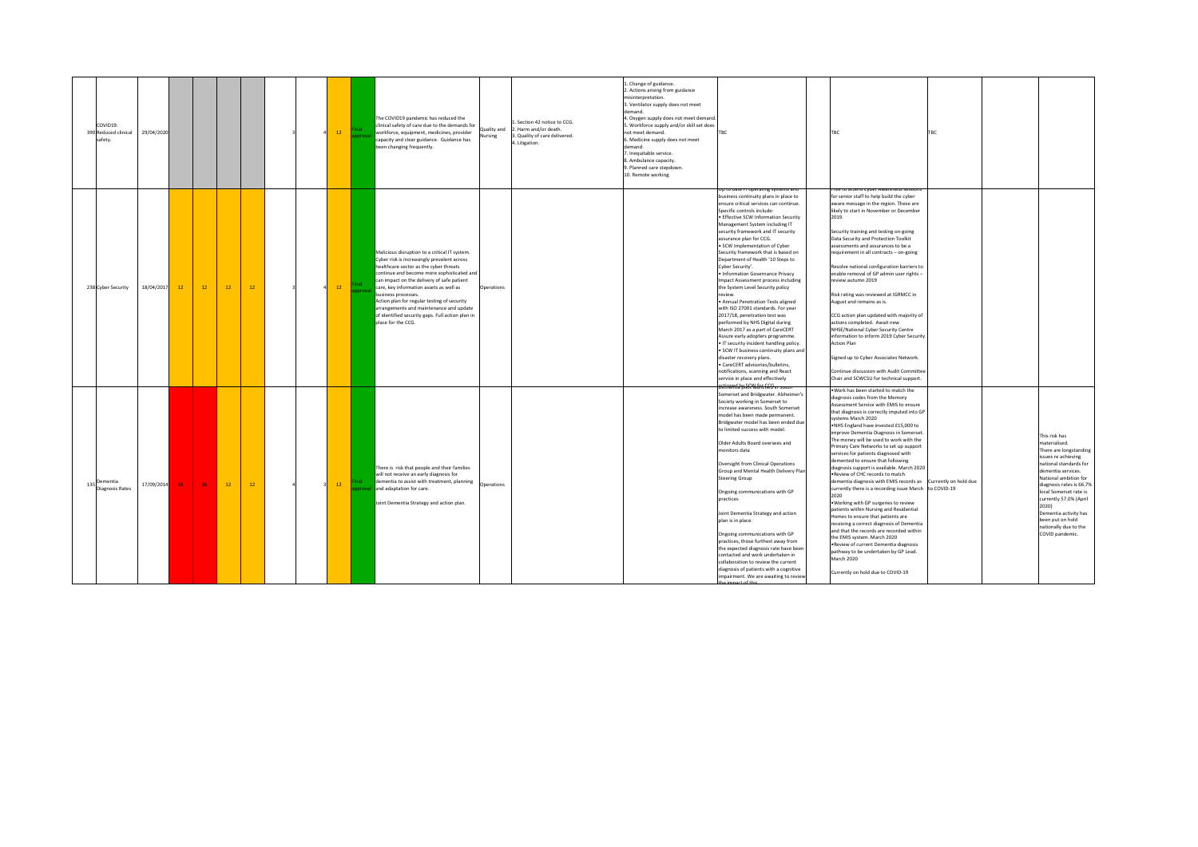| | | | | | | | | | | | | | | | | | | | |
|---|---|---|---|---|---|---|---|---|---|---|---|---|---|---|---|---|---|---|---|
| 390 | COVID19: Reduced clinical safety. | 29/04/2020 | | | | | | 3 | 4 | 12 | Final approval | The COVID19 pandemic has reduced the clinical safety of care due to the demands for workforce, equipment, medicines, provider capacity and clear guidance. Guidance has been changing frequently. | Quality and Nursing | 1. Section 42 notice to CCG. 2. Harm and/or death. 3. Quality of care delivered. 4. Litigation. | 1. Change of guidance. 2. Actions arising from guidance misinterpretation. 3. Ventilator supply does not meet demand. 4. Oxygen supply does not meet demand. 5. Workforce supply and/or skill set does not meet demand. 6. Medicine supply does not meet demand. 7. Inequitable service. 8. Ambulance capacity. 9. Planned care stepdown. 10. Remote working. | TBC | | TBC | TBC | | |
| 238 | Cyber Security | 18/04/2017 | 12 | 12 | 12 | 12 | | 3 | 4 | 12 | Final approval | Malicious disruption to a critical IT system. Cyber risk is increasingly prevalent across healthcare sector as the cyber threats continue and become more sophisticated and can impact on the delivery of safe patient care, key information assets as well as business processes. Action plan for regular testing of security arrangements and maintenance and update of identified security gaps. Full action plan in place for the CCG. | Operations | | | Up to date IT operating systems and business continuity plans in place to ensure critical services can continue. Specific controls include: • Effective SCW Information Security Management System including IT security framework and IT security assurance plan for CCG. • SCW Implementation of Cyber Security framework that is based on Department of Health '10 Steps to Cyber Security'. • Information Governance Privacy Impact Assessment process including the System Level Security policy review. • Annual Penetration Tests aligned with ISO 27001 standards. For year 2017/18, penetration test was performed by NHS Digital during March 2017 as a part of CareCERT Assure early adopters programme. • IT security incident handling policy. • SCW IT business continuity plans and disaster recovery plans. • CareCERT advisories/bulletins, notifications, scanning and React service in place and effectively actioned by SCW for CCG. | | Free to attend Cyber Awareness sessions for senior staff to help build the cyber aware message in the region. These are likely to start in November or December 2019. Security training and testing on-going Data Security and Protection Toolkit assessments and assurances to be a requirement in all contracts – on-going Resolve national configuration barriers to enable removal of GP admin user rights – review autumn 2019 Risk rating was reviewed at IGRMCC in August and remains as is. CCG action plan updated with majority of actions completed. Await new NHSE/National Cyber Security Centre information to inform 2019 Cyber Security Action Plan Signed up to Cyber Associates Network. Continue discussion with Audit Committee Chair and SCWCSU for technical support. | | | |
| 135 | Dementia Diagnosis Rates | 17/09/2014 | 16 | 16 | 12 | 12 | | 4 | 3 | 12 | Final approval | There is risk that people and their families will not receive an early diagnosis for dementia to assist with treatment, planning and adaptation for care. Joint Dementia Strategy and action plan. | Operations | | | Dementia pilot launched in South Somerset and Bridgwater. Alzheimer's Society working in Somerset to increase awareness. South Somerset model has been made permanent. Bridgwater model has been ended due to limited success with model. Older Adults Board oversees and monitors data Oversight from Clinical Operations Group and Mental Health Delivery Plan Steering Group Ongoing communications with GP practices Joint Dementia Strategy and action plan is in place. Ongoing communications with GP practices, those furthest away from the expected diagnosis rate have been contacted and work undertaken in collaboration to review the current diagnosis of patients with a cognitive impairment. We are awaiting to review the impact of this. | | •Work has been started to match the diagnosis codes from the Memory Assessment Service with EMIS to ensure that diagnosis is correctly imputed into GP systems March 2020 •NHS England have invested £15,000 to improve Dementia Diagnosis in Somerset. The money will be used to work with the Primary Care Networks to set up support services for patients diagnosed with demented to ensure that following diagnosis support is available. March 2020 •Review of CHC records to match dementia diagnosis with EMIS records as currently there is a recording issue March 2020 •Working with GP surgeries to review patients within Nursing and Residential Homes to ensure that patients are receiving a correct diagnosis of Dementia and that the records are recorded within the EMIS system. March 2020 •Review of current Dementia diagnosis pathway to be undertaken by GP Lead. March 2020 Currently on hold due to COVID-19 | Currently on hold due to COVID-19 | | This risk has materialised. There are longstanding issues re achieving national standards for dementia services. National ambition for diagnosis rates is 66.7% local Somerset rate is currently 57.0% (April 2020) Dementia activity has been put on hold nationally due to the COVID pandemic. |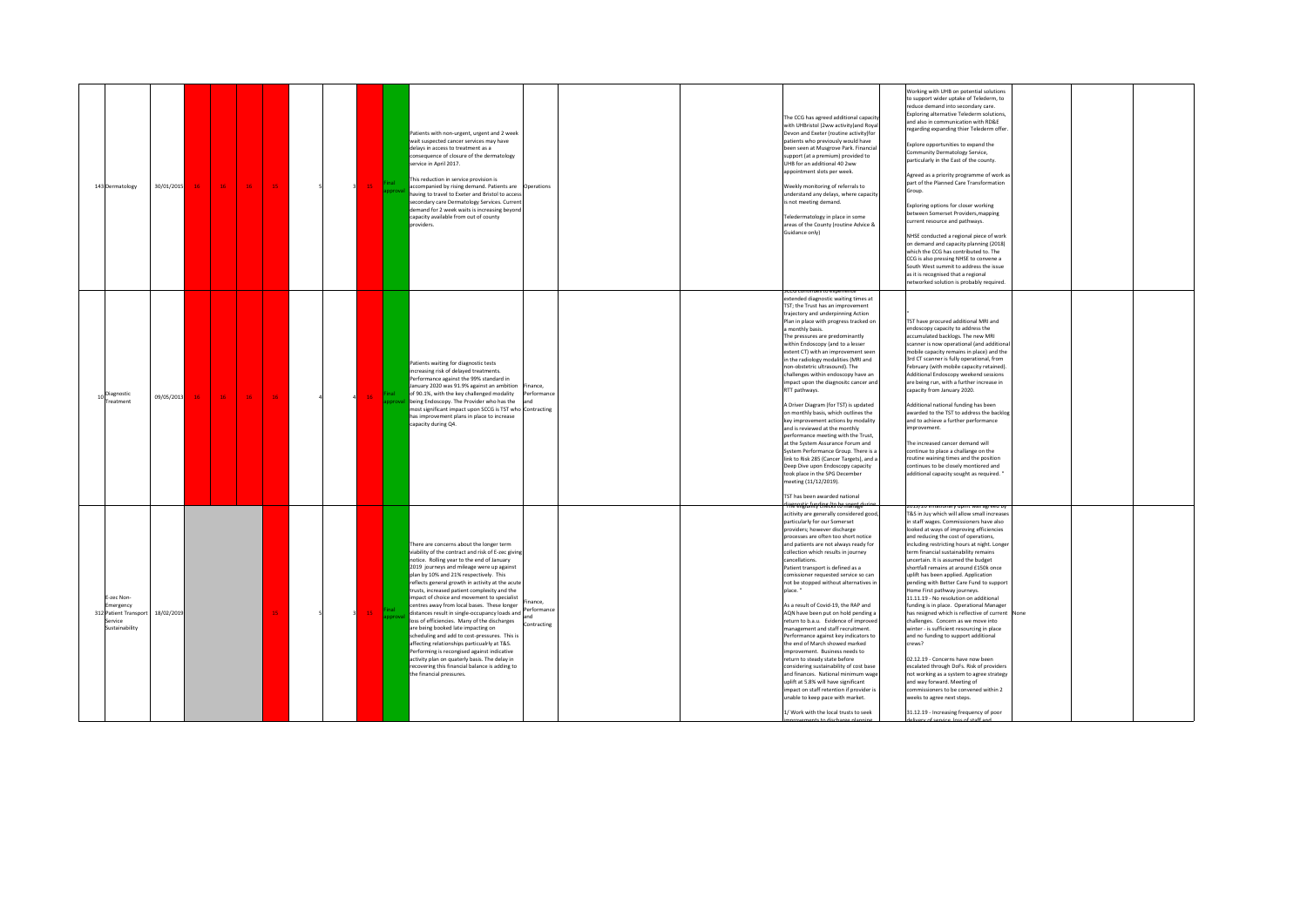| | | | | | | | | | | | | | | | | | | | | |
|---|---|---|---|---|---|---|---|---|---|---|---|---|---|---|---|---|---|---|---|---|
| 143 | Dermatology | 30/01/2015 | 16 | 16 | 16 | 15 | | 5 | 3 | 15 | Final approval | Patients with non-urgent, urgent and 2 week wait suspected cancer services may have delays in access to treatment as a consequence of closure of the dermatology service in April 2017.<br><br>This reduction in service provision is accompanied by rising demand. Patients are having to travel to Exeter and Bristol to access secondary care Dermatology Services. Current demand for 2 week waits is increasing beyond capacity available from out of county providers. | Operations | | | The CCG has agreed additional capacity with UHBristol (2ww activity)and Royal Devon and Exeter (routine activity)for patients who previously would have been seen at Musgrove Park. Financial support (at a premium) provided to UHB for an additional 40 2ww appointment slots per week.<br><br>Weekly monitoring of referrals to understand any delays, where capacity is not meeting demand.<br><br>Teledermatology in place in some areas of the County (routine Advice & Guidance only) | | Working with UHB on potential solutions to support wider uptake of Telederm, to reduce demand into secondary care. Exploring alternative Telederm solutions, and also in communication with RD&E regarding expanding thier Telederm offer.<br><br>Explore opportunities to expand the Community Dermatology Service, particularly in the East of the county.<br><br>Agreed as a priority programme of work as part of the Planned Care Transformation Group.<br><br>Exploring options for closer working between Somerset Providers,mapping current resource and pathways.<br><br>NHSE conducted a regional piece of work on demand and capacity planning (2018) which the CCG has contributed to. The CCG is also pressing NHSE to convene a South West summit to address the issue as it is recognised that a regional networked solution is probably required. | | | |
| 10 | Diagnostic Treatment | 09/05/2013 | 16 | 16 | 16 | 16 | | 4 | 4 | 16 | Final approval | Patients waiting for diagnostic tests increasing risk of delayed treatments. Performance against the 99% standard in January 2020 was 91.9% against an ambition of 90.1%, with the key challenged modality being Endoscopy. The Provider who has the most significant impact upon SCCG is TST who has improvement plans in place to increase capacity during Q4. | Finance, Performance and Contracting | | | SCCG continues to experience extended diagnostic waiting times at TST; the Trust has an improvement trajectory and underpinning Action Plan in place with progress tracked on a monthly basis.<br>The pressures are predominantly within Endoscopy (and to a lesser extent CT) with an improvement seen in the radiology modalities (MRI and non-obstetric ultrasound). The challenges within endoscopy have an impact upon the diagnositc cancer and RTT pathways.<br><br>A Driver Diagram (for TST) is updated on monthly basis, which outlines the key improvement actions by modality and is reviewed at the monthly performance meeting with the Trust, at the System Assurance Forum and System Performance Group. There is a link to Risk 285 (Cancer Targets), and a Deep Dive upon Endoscopy capacity took place in the SPG December meeting (11/12/2019).<br><br>TST has been awarded national diagnostic funding (to be spent during | | "<br>TST have procured additional MRI and endoscopy capacity to address the accumulated backlogs. The new MRI scanner is now operational (and additional mobile capacity remains in place) and the 3rd CT scanner is fully operational, from February (with mobile capacity retained). Additional Endoscopy weekend sessions are being run, with a further increase in capacity from January 2020.<br><br>Additional national funding has been awarded to the TST to address the backlog and to achieve a further performance improvement.<br><br>The increased cancer demand will continue to place a challenge on the routine waiting times and the position continues to be closely montiored and additional capacity sought as required. " | | | |
| 312 | E-zec Non-Emergency Patient Transport Service Sustainability | 18/02/2019 | | | | 15 | | 5 | 3 | 15 | Final approval | There are concerns about the longer term viability of the contract and risk of E-zec giving notice. Rolling year to the end of January 2019 journeys and mileage were up against plan by 10% and 21% respectively. This reflects general growth in activity at the acute trusts, increased patient complexity and the impact of choice and movement to specialist centres away from local bases. These longer distances result in single-occupancy loads and loss of efficiencies. Many of the discharges are being booked late impacting on scheduling and add to cost-pressures. This is affecting relationships particualrly at T&S. Performing is recognised against indicative activity plan on quaterly basis. The delay in recovering this financial balance is adding to the financial pressures. | Finance, Performance and Contracting | | | The eligibility criteria to manage activity are generally considered good, particularly for our Somerset providers; however discharge processes are often too short notice and patients are not always ready for collection which results in journey cancellations.<br>Patient transport is defined as a comissioner requested service so can not be stopped without alternatives in place. "<br><br>As a result of Covid-19, the RAP and AQN have been put on hold pending a return to b.a.u. Evidence of improved management and staff recruitment. Performance against key indicators to the end of March showed marked improvement. Business needs to return to steady state before considering sustainability of cost base and finances. National minimum wage uplift at 5.8% will have significant impact on staff retention if provider is unable to keep pace with market.<br><br>1/ Work with the local trusts to seek improvements to discharge planning | | 2019/20 inflationary uplift was agreed by T&S in Juy which will allow small increases in staff wages. Commissioners have also looked at ways of improving efficiencies and reducing the cost of operations, including restricting hours at night. Longer term financial sustainability remains uncertain. It is assumed the budget shortfall remains at around £150k once uplift has been applied. Application pending with Better Care Fund to support Home First pathway journeys.<br>11.11.19 - No resolution on additional funding is in place. Operational Manager has resigned which is reflective of current challenges. Concern as we move into winter - is sufficient resourcing in place and no funding to support additional crews?<br><br>02.12.19 - Concerns have now been escalated through DoFs. Risk of providers not working as a system to agree strategy and way forward. Meeting of commissioners to be convened within 2 weeks to agree next steps.<br><br>31.12.19 - Increasing frequency of poor delivery of service, loss of staff and | None | | |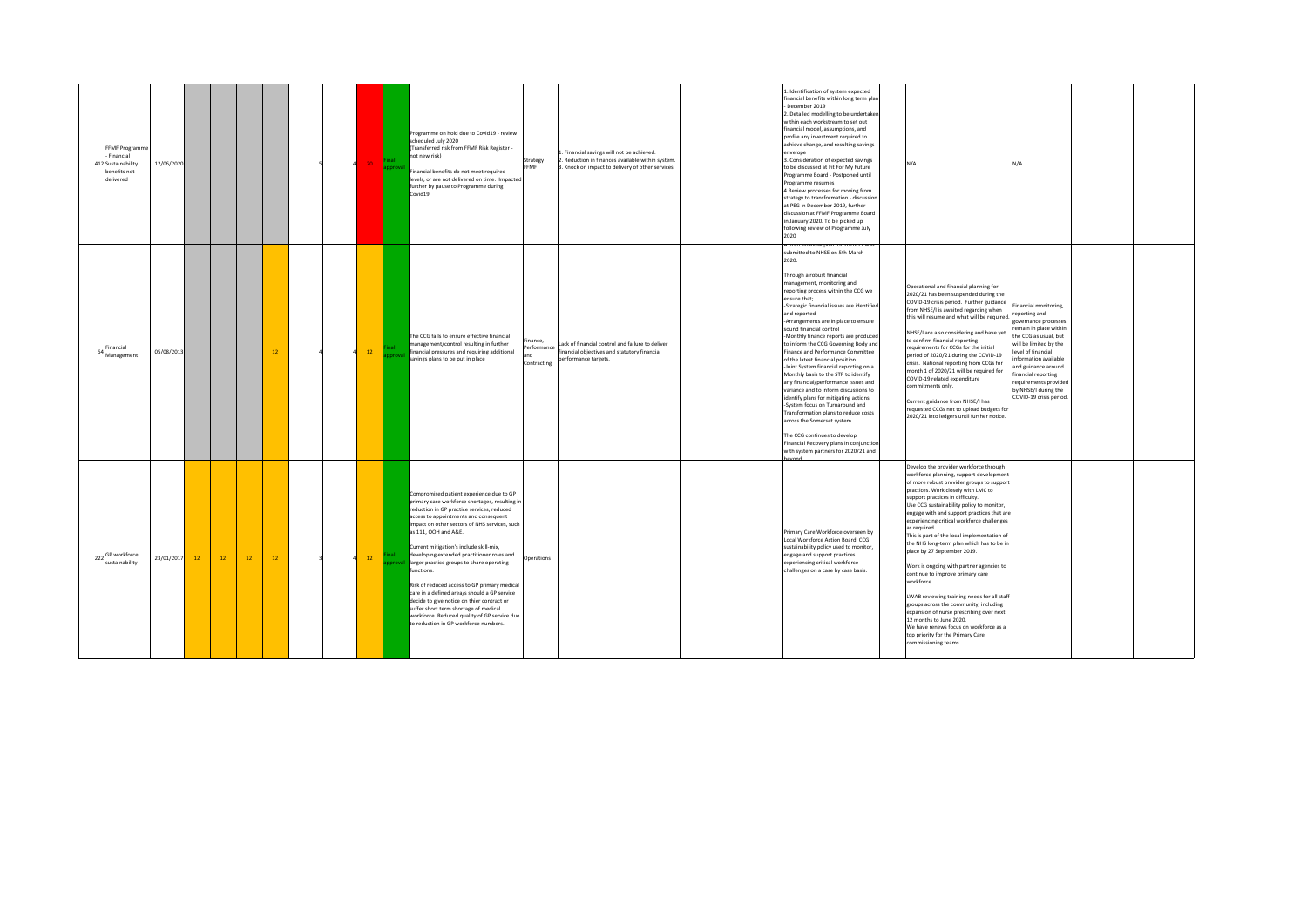| | | | | | | | | | | | | | | | | | | | | | |
|---|---|---|---|---|---|---|---|---|---|---|---|---|---|---|---|---|---|---|---|---|---|
| 412 | FFMF Programme - Financial Sustainability benefits not delivered | 12/06/2020 | | | | | | 5 | 4 | 20 | Final approval | Programme on hold due to Covid19 - review scheduled July 2020 (Transferred risk from FFMF Risk Register - not new risk) Financial benefits do not meet required levels, or are not delivered on time. Impacted further by pause to Programme during Covid19. | Strategy FFMF | 1. Financial savings will not be achieved. 2. Reduction in finances available within system. 3. Knock on impact to delivery of other services | | 1. Identification of system expected financial benefits within long term plan - December 2019 2. Detailed modelling to be undertaken within each workstream to set out financial model, assumptions, and profile any investment required to achieve change, and resulting savings envelope 3. Consideration of expected savings to be discussed at Fit For My Future Programme Board - Postponed until Programme resumes 4.Review processes for moving from strategy to transformation - discussion at PEG in December 2019, further discussion at FFMF Programme Board in January 2020. To be picked up following review of Programme July 2020 | | N/A | N/A | | |
| 64 | Financial Management | 05/08/2013 | | | | 12 | | 4 | 4 | 12 | Final approval | The CCG fails to ensure effective financial management/control resulting in further financial pressures and requiring additional savings plans to be put in place | Finance, Performance and Contracting | Lack of financial control and failure to deliver financial objectives and statutory financial performance targets. | | A draft financial plan for 2020-21 was submitted to NHSE on 5th March 2020. Through a robust financial management, monitoring and reporting process within the CCG we ensure that; -Strategic financial issues are identified and reported -Arrangements are in place to ensure sound financial control -Monthly finance reports are produced to inform the CCG Governing Body and Finance and Performance Committee of the latest financial position. -Joint System financial reporting on a Monthly basis to the STP to identify any financial/performance issues and variance and to inform discussions to identify plans for mitigating actions. -System focus on Turnaround and Transformation plans to reduce costs across the Somerset system. The CCG continues to develop Financial Recovery plans in conjunction with system partners for 2020/21 and beyond | | Operational and financial planning for 2020/21 has been suspended during the COVID-19 crisis period. Further guidance from NHSE/I is awaited regarding when this will resume and what will be required. NHSE/I are also considering and have yet to confirm financial reporting requirements for CCGs for the initial period of 2020/21 during the COVID-19 crisis. National reporting from CCGs for month 1 of 2020/21 will be required for COVID-19 related expenditure commitments only. Current guidance from NHSE/I has requested CCGs not to upload budgets for 2020/21 into ledgers until further notice. | Financial monitoring, reporting and governance processes remain in place within the CCG as usual, but will be limited by the level of financial information available and guidance around financial reporting requirements provided by NHSE/I during the COVID-19 crisis period. | | |
| 222 | GP workforce sustainability | 23/01/2017 | 12 | 12 | 12 | 12 | | 3 | 4 | 12 | Final approval | Compromised patient experience due to GP primary care workforce shortages, resulting in reduction in GP practice services, reduced access to appointments and consequent impact on other sectors of NHS services, such as 111, OOH and A&E. Current mitigation's include skill-mix, developing extended practitioner roles and larger practice groups to share operating functions. Risk of reduced access to GP primary medical care in a defined area/s should a GP service decide to give notice on thier contract or suffer short term shortage of medical workforce. Reduced quality of GP service due to reduction in GP workforce numbers. | Operations | | | Primary Care Workforce overseen by Local Workforce Action Board. CCG sustainability policy used to monitor, engage and support practices experiencing critical workforce challenges on a case by case basis. | | Develop the provider workforce through workforce planning, support development of more robust provider groups to support practices. Work closely with LMC to support practices in difficulty. Use CCG sustainability policy to monitor, engage with and support practices that are experiencing critical workforce challenges as required. This is part of the local implementation of the NHS long-term plan which has to be in place by 27 September 2019. Work is ongoing with partner agencies to continue to improve primary care workforce. LWAB reviewing training needs for all staff groups across the community, including expansion of nurse prescribing over next 12 months to June 2020. We have renews focus on workforce as a top priority for the Primary Care commissioning teams. | | | |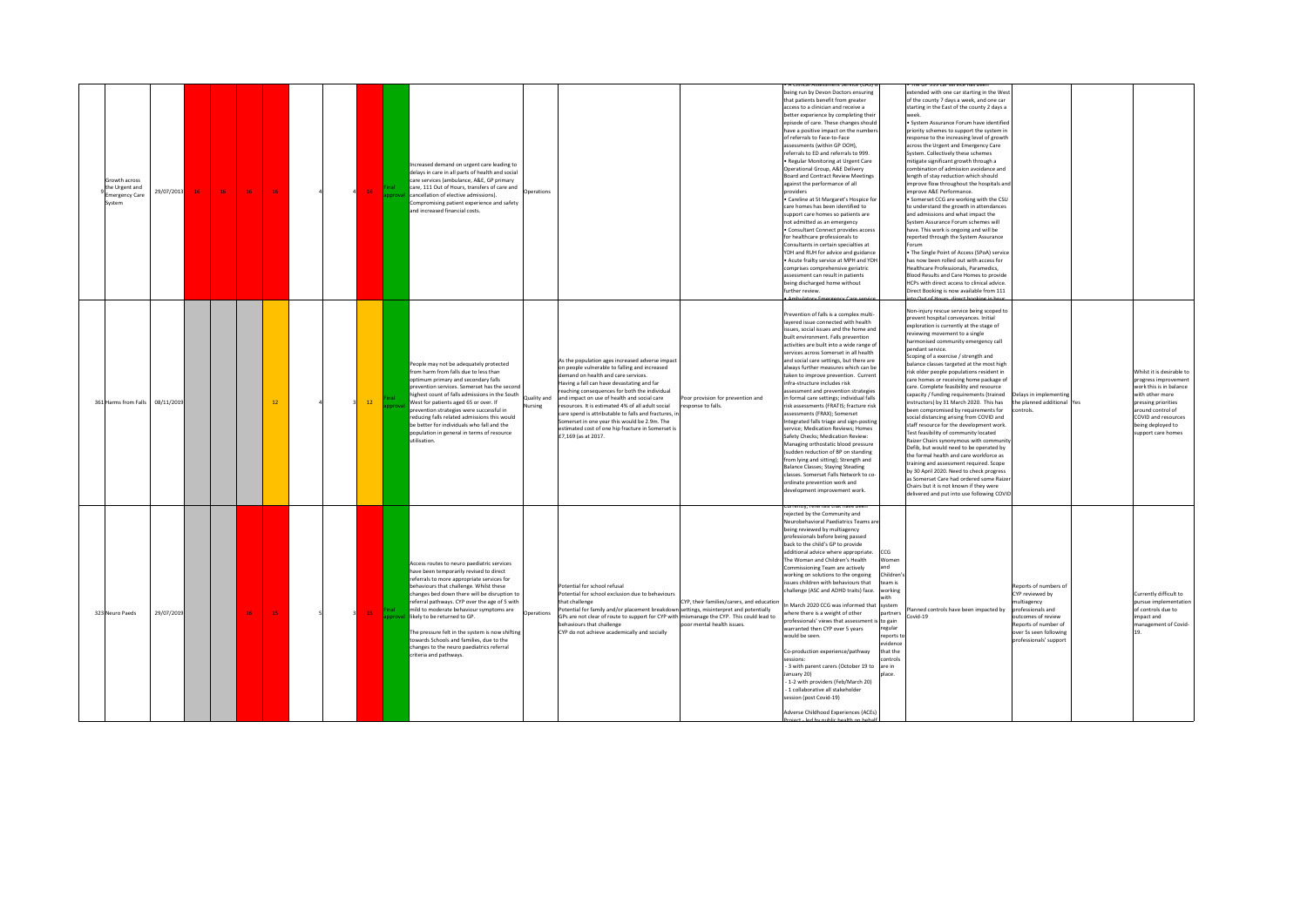| | | | | | | | | | | | | | | | | | | | | |
|---|---|---|---|---|---|---|---|---|---|---|---|---|---|---|---|---|---|---|---|---|
| 9 | Growth across the Urgent and Emergency Care System | 29/07/2013 | 16 | 16 | 16 | 16 | | 4 | 4 | 16 | Final approval | Increased demand on urgent care leading to delays in care in all parts of health and social care services (ambulance, A&E, GP primary care, 111 Out of Hours, transfers of care and cancellation of elective admissions). Compromising patient experience and safety and increased financial costs. | Operations | | | • A Clinical Assessment Service (CAS) is being run by Devon Doctors ensuring that patients benefit from greater access to a clinician and receive a better experience by completing their episode of care. These changes should have a positive impact on the numbers of referrals to Face-to-Face assessments (within GP OOH), referrals to ED and referrals to 999.<br>• Regular Monitoring at Urgent Care Operational Group, A&E Delivery Board and Contract Review Meetings against the performance of all providers<br>• Careline at St Margaret's Hospice for care homes has been identified to support care homes so patients are not admitted as an emergency<br>• Consultant Connect provides access for healthcare professionals to Consultants in certain specialties at YDH and RUH for advice and guidance<br>• Acute frailty service at MPH and YDH comprises comprehensive geriatric assessment can result in patients being discharged home without further review.<br>• Ambulatory Emergency Care service | | • The GP 999 car service has been extended with one car starting in the West of the county 7 days a week, and one car starting in the East of the county 2 days a week.<br>• System Assurance Forum have identified priority schemes to support the system in response to the increasing level of growth across the Urgent and Emergency Care System. Collectively these schemes mitigate significant growth through a combination of admission avoidance and length of stay reduction which should improve flow throughout the hospitals and improve A&E Performance.<br>• Somerset CCG are working with the CSU to understand the growth in attendances and admissions and what impact the System Assurance Forum schemes will have. This work is ongoing and will be reported through the System Assurance Forum<br>• The Single Point of Access (SPoA) service has now been rolled out with access for Healthcare Professionals, Paramedics, Blood Results and Care Homes to provide HCPs with direct access to clinical advice. Direct Booking is now available from 111 into Out of Hours, direct booking in hours | | | |
| 361 | Harms from Falls | 08/11/2019 | | | | 12 | | 4 | 3 | 12 | Final approval | People may not be adequately protected from harm from falls due to less than optimum primary and secondary falls prevention services. Somerset has the second highest count of falls admissions in the South West for patients aged 65 or over. If prevention strategies were successful in reducing falls related admissions this would be better for individuals who fall and the population in general in terms of resource utilisation. | Quality and Nursing | As the population ages increased adverse impact on people vulnerable to falling and increased demand on health and care services.<br>Having a fall can have devastating and far reaching consequences for both the individual and impact on use of health and social care resources. It is estimated 4% of all adult social care spend is attributable to falls and fractures, in Somerset in one year this would be 2.9m. The estimated cost of one hip fracture in Somerset is £7,169 (as at 2017. | Poor provision for prevention and response to falls. | Prevention of falls is a complex multi-layered issue connected with health issues, social issues and the home and built environment. Falls prevention activities are built into a wide range of services across Somerset in all health and social care settings, but there are always further measures which can be taken to improve prevention. Current infra-structure includes risk assessment and prevention strategies in formal care settings; individual falls risk assessments (FRATiS); fracture risk assessments (FRAX); Somerset Integrated falls triage and sign-posting service; Medication Reviews; Homes Safety Checks; Medication Review: Managing orthostatic blood pressure (sudden reduction of BP on standing from lying and sitting); Strength and Balance Classes; Staying Steading classes. Somerset Falls Network to co-ordinate prevention work and development improvement work. | | Non-injury rescue service being scoped to prevent hospital conveyances. Initial exploration is currently at the stage of reviewing movement to a single harmonised community emergency call pendant service.<br>Scoping of a exercise / strength and balance classes targeted at the most high risk older people populations resident in care homes or receiving home package of care. Complete feasibility and resource capacity / funding requirements (trained instructors) by 31 March 2020. This has been compromised by requirements for social distancing arising from COVID and staff resource for the development work.<br>Test feasibility of community located Raizer Chairs synonymous with community Defib, but would need to be operated by the formal health and care workforce as training and assessment required. Scope by 30 April 2020. Need to check progress as Somerset Care had ordered some Raizer Chairs but it is not known if they were delivered and put into use following COVID | Delays in implementing the planned additional controls. | Yes | Whilst it is desirable to progress improvement work this is in balance with other more pressing priorities around control of COVID and resources being deployed to support care homes |
| 323 | Neuro Paeds | 29/07/2019 | | | 16 | 15 | | 5 | 3 | 15 | Final approval | Access routes to neuro paediatric services have been temporarily revised to direct referrals to more appropriate services for behaviours that challenge. Whilst these changes bed down there will be disruption to referral pathways. CYP over the age of 5 with mild to moderate behaviour symptoms are likely to be returned to GP.<br><br>The pressure felt in the system is now shifting towards Schools and families, due to the changes to the neuro paediatrics referral criteria and pathways. | Operations | Potential for school refusal<br>Potential for school exclusion due to behaviours that challenge<br>Potential for family and/or placement breakdown<br>GPs are not clear of route to support for CYP with behaviours that challenge<br>CYP do not achieve academically and socially | CYP, their families/carers, and education settings, misinterpret and potentially mismanage the CYP. This could lead to poor mental health issues. | Currently, referrals that have been rejected by the Community and Neurobehavioral Paediatrics Teams are being reviewed by multiagency professionals before being passed back to the child's GP to provide additional advice where appropriate. The Woman and Children's Health Commissioning Team are actively working on solutions to the ongoing issues children with behaviours that challenge (ASC and ADHD traits) face.<br><br>In March 2020 CCG was informed that where there is a weight of other professionals' views that assessment is warranted then CYP over 5 years would be seen.<br><br>Co-production experience/pathway sessions:<br>- 3 with parent carers (October 19 to January 20)<br>- 1-2 with providers (Feb/March 20)<br>- 1 collaborative all stakeholder session (post Covid-19)<br><br>Adverse Childhood Experiences (ACEs) Project - led by public health on behalf | CCG Women and Children's team is working with system partners to gain regular reports to evidence that the controls are in place. | Planned controls have been impacted by Covid-19 | Reports of numbers of CYP reviewed by multiagency professionals and outcomes of review<br>Reports of number of over 5s seen following professionals' support | | Currently difficult to pursue implementation of controls due to impact and management of Covid-19. |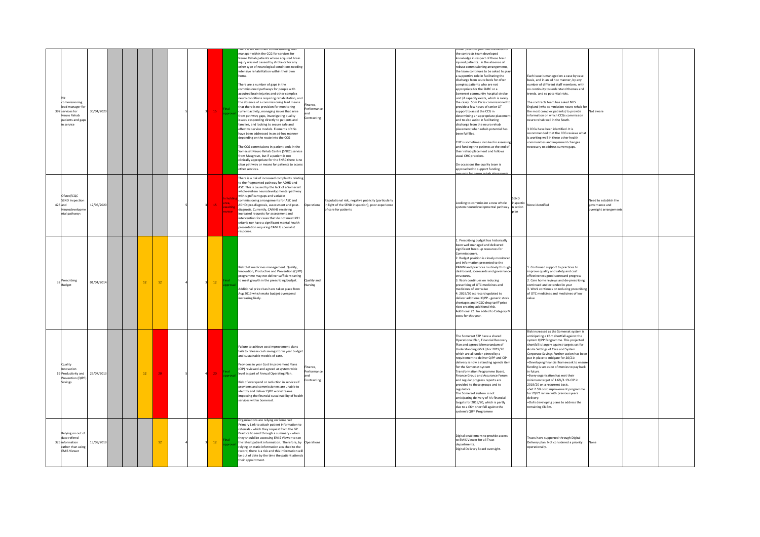| ID | Title | Date | | | | | | | | Score | Status | Description | Directorate | Impact | | Controls | | Actions | Gaps in assurance | | |
|---|---|---|---|---|---|---|---|---|---|---|---|---|---|---|---|---|---|---|---|---|---|
| 392 | No commissioning lead manager for services for Neuro Rehab patients and gaps in service | 30/04/2020 | | | | | 5 | 3 | | 15 | Final approval | There is no identified commissioning lead manager within the CCG for services for Neuro Rehab patients whose acquired brain injury was not caused by stroke or for any other type of neurological conditions needing intensive rehabilitation within their own home.<br><br>There are a number of gaps in the commissioned pathways for people with acquired brain injuries and other complex neuro conditions requiring rehabilitation, and the absence of a commissioning lead means that there is no provision for monitoring current activity, managing issues that arise from pathway gaps, investigating quality issues, responding directly to patients and families, and looking to secure safe and effective service models. Elements of this have been addressed in an ad-hoc manner depending on the route into the CCG<br><br>The CCG commissions in-patient beds in the Somerset Neuro Rehab Centre (SNRC) service from Musgrove, but if a patient is not clinically appropriate for the SNRC there is no clear pathway or means for patients to access other services. | Finance, Performance and Contracting | | | Under previous job roles members of the contracts team developed knowledge in respect of these brain injured patients. In the absence of robust commissioning arrangements, the team continues to be asked to play a supportive role in facilitating the discharge from acute beds for often complex patients who are not appropriate for the SNRC or a Somerset community hospital stroke unit (if capacity exists, which is rarely the case). Som Par is commissioned to provide a few hours of senior OT support to assist the CCG in determining an appropriate placement and to also assist in facilitating discharge from the neuro rehab placement when rehab potential has been fulfilled.<br><br>CHC is sometimes involved in assessing and funding the patients at the end of their rehab placement and follows usual CHC practices.<br><br>On occasions the quality team is approached to support funding requests for neuro rehab placements | | Each issue is managed on a case by case basis, and in an ad hoc manner, by any number of different staff members, with no continuity to understand themes and trends, and so potential risks.<br><br>The contracts team has asked NHS England (who commission neuro rehab for the most complex patients) to provide information on which CCGs commission neuro rehab well in the South.<br><br>3 CCGs have been identified. It is recommended that the CCG reviews what is working well in these other health communities and implement changes necessary to address current gaps. | Not aware | | |
| 425 | Ofsted/CQC SEND Inspection and Neurodevelopmental pathway: | 12/06/2020 | | | | | 5 | 3 | | 15 | In holding area, awaiting review | There is a risk of increased complaints relating to the fragmented pathway for ADHD and ASC. This is caused by the lack of a Somerset whole-system neurodevelopmental pathway with significant gaps and variable commissioning arrangements for ASC and ADHD; pre-diagnosis, assessment and post-diagnosis. Currently, CAMHS receiving increased requests for assessment and intervention for cases that do not meet MH criteria nor have a significant mental health presentation requiring CAMHS specialist response. | Operations | Reputational risk, negative publicity (particularly in light of the SEND inspection), poor experience of care for patients | | Looking to commission a new whole system neurodevelopmental pathway | SEND inspection action plan | None identified | Need to establish the governance and oversight arrangements | | |
| 38 | Prescribing Budget | 01/04/2014 | | | 12 | 12 | 4 | 3 | | 12 | Final approval | Risk that medicines management Quality, Innovation, Productive and Prevention (QIPP) programme may not deliver sufficient saving to meet growth in the prescribing budget.<br><br>Additional price rises have taken place from Aug 2019 which make budget overspend increasing likely. | Quality and Nursing | | | 1. Prescribing budget has historically been well managed and delivered significant freed-up resources for Commissioners.<br>2. Budget position is closely monitored and information presented to the PAMM and practices routinely through dashboard, scorecards and governance structures.<br>3. Work continues on reducing prescribing of OTC medicines and medicines of low value<br>4. 2019/20 scorecard updated to deliver additional QIPP - generic stock shortages and NCSO drug tariff price rises creating additional risk. Additional £1.2m added to Category M costs for this year. | | 1. Continued support to practices to improve quality and safety and cost effectiveness good scorecard progress<br>2. Care home reviews and de-prescribing continued and extended in year<br>3. Work continues on reducing prescribing of OTC medicines and medicines of low value | | | |
| 19 | Quality Innovation Productivity and Prevention (QIPP) Savings | 29/07/2013 | | | 12 | 20 | 5 | 4 | | 20 | Final approval | Failure to achieve cost improvement plans fails to release cash savings for in year budget and sustainable models of care.<br><br>Providers in year Cost Improvement Plans (CIP) reviewed and agreed at system wide level as part of Annual Operating Plan.<br><br>Risk of overspend or reduction in services if providers and commissioners are unable to identify and deliver QIPP workstreams impacting the financial sustainability of health services within Somerset. | Finance, Performance and Contracting | | | The Somerset STP have a shared Operational Plan, Financial Recovery Plan and agreed Memorandum of Understanding (MoU) for 2019/20 which are all under-pinned by a requirement to deliver QIPP and CIP delivery is now a standing agenda item for the Somerset system Transformation Programme Board, Finance Group and Assurance Forum and regular progress reports are provided to these groups and to regulators.<br>The Somerset system is not anticipating delivery of it's financial targets for 2019/20, which is partly due to a £6m shortfall against the system's QIPP Programme | | Risk increased as the Somerset system is anticipating a £6m shortfall against the system QIPP Programme. This projected shortfall is largely against targets set for Acute Settings of Care and System Corporate Savings.Further action has been put in place to mitigate for 20/21:<br>•Developing financial framework to ensure funding is set aside of monies to pay back in future.<br>•Every organisation has met their minimum target of 1.6%/1.1% CIP in 2019/20 on a recurrent basis.<br>•Set 2.5% cost improvement programme for 20/21 in line with previous years delivery.<br>•DoFs developing plans to address the remaining £8.5m. | | | |
| 326 | Relying on out of date referral information rather than using EMIS Viewer | 13/08/2019 | | | | 12 | 4 | 3 | | 12 | Final approval | Organisations are relying on Somerset Primary Link to attach patient information to referrals - which they request from the GP Practice to send through a summary - when they should be accessing EMIS Viewer to see the latest patient information. Therefore, by relying on static information attached to the record, there is a risk and this information will be out of date by the time the patient attends their appointment. | Operations | | | Digital enablement to provide access to EMIS Viewer for all Trust departments.<br>Digital Delivery Board oversight. | | Trusts have supported through Digital Delivery plan. Not considered a priority operationally. | None | | |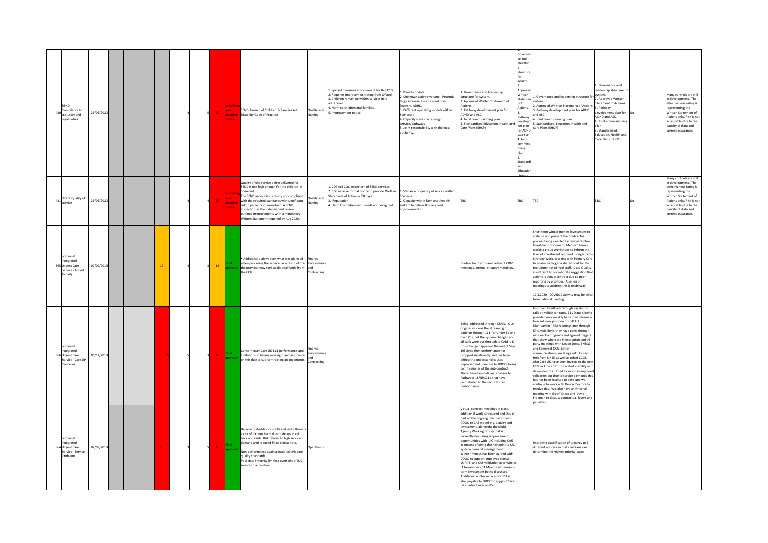| Ref | Risk Title | Date Added | | | | | | Likelihood | Score | Status | Description | Directorate | Consequences | Causes | Controls | Controls (cont.) | Assurance | Actions | Gaps | Comments |
|---|---|---|---|---|---|---|---|---|---|---|---|---|---|---|---|---|---|---|---|---|
| 430 | SEND- Compliance to statutory and legal duties. | 25/06/2020 | | | | | 4 | 5 | 20 | In holding area, awaiting review | SEND- breach of Children & Families Act; Disability Code of Practice | Quality and Nursing | 1. Special measures enforcement for the CCG<br>2. Requires Improvement rating from Ofsted<br>3. Children remaining within services into adulthood.<br>4. Harm to children and families.<br>5. Improvement notice. | 1. Paucity of data<br>2. Unknown activity volume - Potential large increase if some conditions (Autism, ADHD.<br>3. Different operating models within Somerset.<br>4. Capacity issues to redesign service/pathways.<br>5. Joint responsibility with the local authority. | 1. Governance and leadership structure for system.<br>2. Approved Written Statement of Actions.<br>3. Pathway development plan for ADHD and ASC.<br>4. Joint commissioning plan<br>5. Standardised Education, Health and Care Plans (EHCP) | 1. Governance and leadership structure for system.<br>2. Approved Written Statement of Actions.<br>3. Pathway development plan for ADHD and ASC.<br>4. Joint commissioning plan<br>5. Standardised Education, Health | 1. Governance and leadership structure for system.<br>2. Approved Written Statement of Actions.<br>3. Pathway development plan for ADHD and ASC.<br>4. Joint commissioning plan<br>5. Standardised Education, Health and Care Plans (EHCP) | 1. Governance and leadership structure for system.<br>2. Approved Written Statement of Actions.<br>3. Pathway development plan for ADHD and ASC.<br>4. Joint commissioning plan<br>5. Standardised Education, Health and Care Plans (EHCP) | No | Many controls are still in development. The effectiveness rating is representing the Written Statement of Actions only. Risk is not acceptable due to the paucity of data and current assurance. |
| 431 | SEND: Quality of service | 25/06/2020 | | | | | 4 | 4 | 16 | In holding area, awaiting review | Quality of the service being delivered for SEND is not high enough for the children of Somerset.<br>The SEND service is currently not compliant with the required standards with significant risk to patients if unresolved. A SEND inspection as the independent review outlined improvements with a mandatory Written Statement required by Aug 2020. | Quality and Nursing | 1. CCG fail CQC inspection of SEND services<br>2. CCG receive formal notice to provide Written Statement of Action in 70 days.<br>3. Reputation<br>4. Harm to children with needs not being met. | 1. Variance of quality of service within Somerset.<br>2. Capacity within Somerset health system to deliver the required improvements. | TBC | TBC | TBC | TBC | No | Many controls are still in development. The effectiveness rating is representing the Written Statement of Actions only. Risk is not acceptable due to the paucity of data and current assurance. |
| 365 | Somerset Integrated Urgent Care Service - Added Activity | 02/09/2019 | | | | 12 | 4 | 3 | 12 | Final approval | • Additional activity over what was planned when procuring the service, as a result of this the provider may seek additional funds from the CCG | Finance, Performance and Contracting | | | Contractual Terms and relevant CRM meetings, internal strategy meetings. | | Short term winter monies investment to stabilise and prevent the Contractual process being enacted by Devon Doctors,. Investment Document, Medium term - working group workshops to inform the level of investment required. Longer Term - Strategy Work, working with Primary Care to enable us to get a shared cost for the recruitment of clinical staff. Data Quality insufficient to corroborate suggestion that activity is above contract due to poor reporting by provider. A series of meetings to address this is underway.<br><br>17.3.2020 - COVID19 activity may be offset from national funding. | | | |
| 366 | Somerset Integrated Urgent Care Service - Care UK Concerns | 06/12/2019 | | | | 15 | 5 | 3 | 15 | Final approval | Concern over Care UK 111 performance and limitations in having oversight and assurance on this due to sub-contracting arrangements. | Finance, Performance and Contracting | | | Being addressed through CRMs. Our original risk was the streaming of patients through 111 for Under 5s and over 75s, but the system changed so all calls were put through to CARE UK (this change happened the end of Sept 19) since then performance has dropped significantly and has been difficult to understand causes improvement plan due to DDOCs being commissioner of the sub-contract. There have been national changes to Pathways 18/NHS111 that have contributed to the reduction in performance. | | Improved Feedback through escalation calls on validation rates, 111 Data is being provided on a weekly basis that informs a forward view position of shift fill. Discussed in CRM Meetings and through KPIs, visibility if they have gone through national Contingency and agreed triggers that show when are in escalation and tri-party meetings with Devon Docs, BNSSG and Somerset CCG, better communications, meetings with Lesley Holt from NHSE as well as other CCGS. Also Care UK have been invited to the next CRM in June 2020. Escalated visibility with devon doctors. Tried to invest in improved validation but due to service demands this has not been realised to date and we continue to work with Devon Doctors to resolve this. We also have an internal meeting with Geoff Sharp and David Freeman to discuss contractual levers and penalties. | | | |
| 364 | Somerset Integrated Urgent Care Service - Service Problems | 02/09/2019 | | | | 15 | 3 | 5 | 15 | Final approval | Delay in out-of-hours - calls and visits There is a risk of patient harm due to delays in call back and visits. Risk relates to high service demand and reduced fill of clinical rota.<br><br>Non-performance against national KPIs and quality standards<br>Poor data integrity limiting oversight of IUC service true position | Operations | | | Virtual contract meetings in place. additional work is required and this is part of the ongoing discussions with DDOC re CAS modelling, activity and investment, alongside the Multi Agency Working Group that is currently discussing improvement opportunities with IUC including CAS as means of being the key point to UC system demand management.<br>Winter monies has been agreed with DDOC to support improved clinical shift fill and CAS validation over Winter (1 November - 31 March) with longer-term investment being discussed. Additional winter monies for 111 is also payable to DDOC to support Care UK contract over winter. | | Improving classification of urgency to 6 different options so that clinicians can determine the highest priority cases | | | |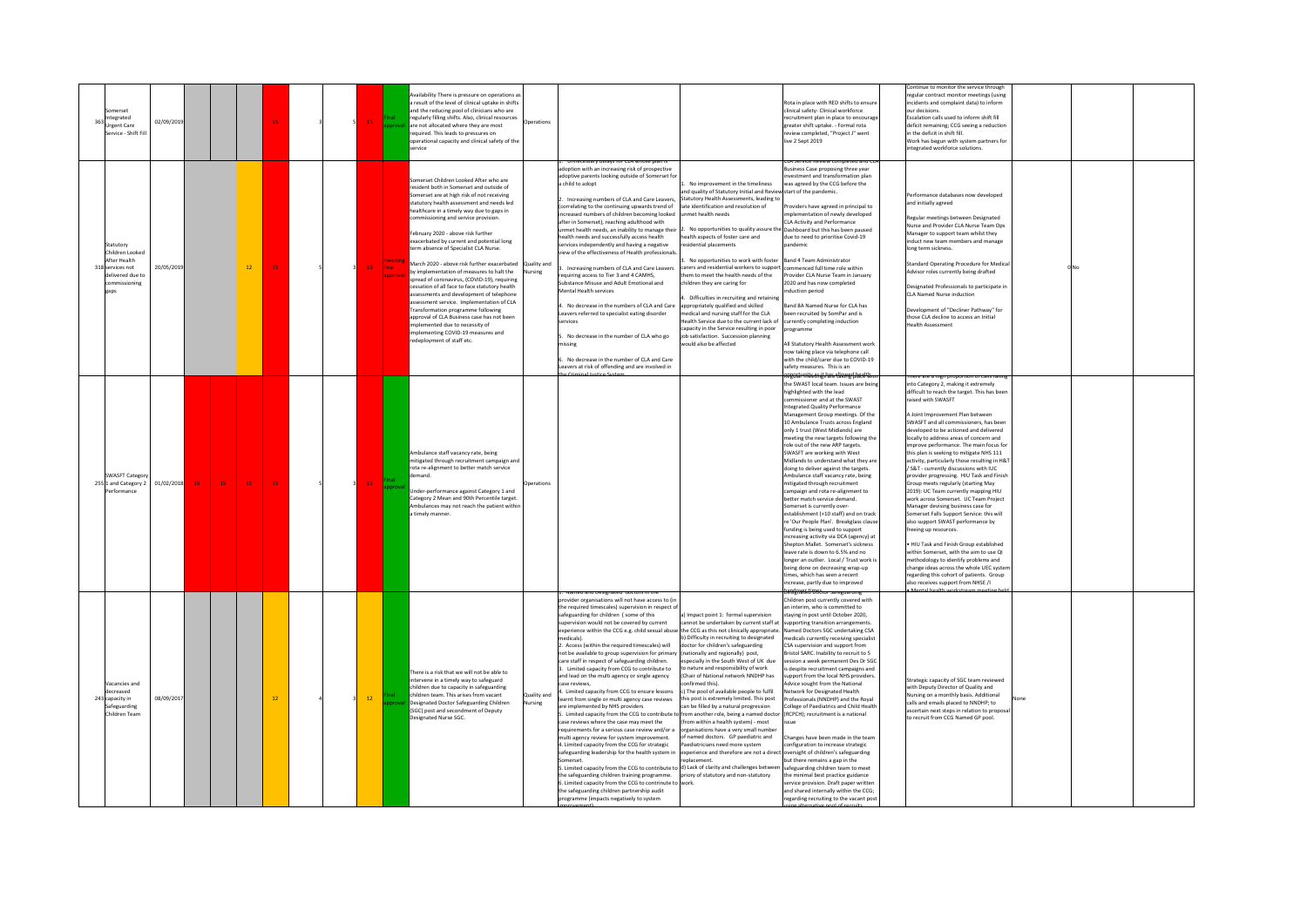| | | | | | | | | | | | | | | | | | | | | | |
|---|---|---|---|---|---|---|---|---|---|---|---|---|---|---|---|---|---|---|---|---|---|
| 363 | Somerset Integrated Urgent Care Service - Shift Fill | 02/09/2019 | | | | 15 | 3 | 5 | 15 | Final approval | Availability There is pressure on operations as a result of the level of clinical uptake in shifts and the reducing pool of clinicians who are regularly filling shifts. Also, clinical resources are not allocated where they are most required. This leads to pressures on operational capacity and clinical safety of the service | Operations | | | Rota in place with RED shifts to ensure clinical safety- Clinical workforce recruitment plan in place to encourage greater shift uptake. - Formal rota review completed, "Project J" went live 2 Sept 2019 | | Continue to monitor the service through regular contract monitor meetings (using incidents and complaint data) to inform our decisions.<br>Escalation calls used to inform shift fill deficit remaining; CCG seeing a reduction in the deficit in shift fill.<br>Work has begun with system partners for integrated workforce solutions. | | | |
| 318 | Statutory Children Looked After Health services not delivered due to commissioning gaps | 20/05/2019 | | | 12 | 15 | 5 | 3 | 15 | Awaiting Final approval | Somerset Children Looked After who are resident both in Somerset and outside of Somerset are at high risk of not receiving statutory health assessment and needs led healthcare in a timely way due to gaps in commissioning and service provision.<br><br>February 2020 - above risk further exacerbated by current and potential long term absence of Specialist CLA Nurse.<br><br>March 2020 - above risk further exacerbated by implementation of measures to halt the spread of coronavirus, (COVID-19), requiring cessation of all face to face statutory health assessments and development of telephone assessment service. Implementation of CLA Transformation programme following approval of CLA Business case has not been implemented due to necessity of implementing COVID-19 measures and redeployment of staff etc. | Quality and Nursing | 1. Unnecessary delays for CLA whose plan is adoption with an increasing risk of prospective adoptive parents looking outside of Somerset for a child to adopt<br><br>2. Increasing numbers of CLA and Care Leavers, (correlating to the continuing upwards trend of increased numbers of children becoming looked after in Somerset), reaching adulthood with unmet health needs, an inability to manage their health needs and successfully access health services independently and having a negative view of the effectiveness of Health professionals.<br><br>3. Increasing numbers of CLA and Care Leavers requiring access to Tier 3 and 4 CAMHS, Substance Misuse and Adult Emotional and Mental Health services<br><br>4. No decrease in the numbers of CLA and Care Leavers referred to specialist eating disorder services<br><br>5. No decrease in the number of CLA who go missing<br><br>6. No decrease in the number of CLA and Care Leavers at risk of offending and are involved in the Criminal Justice System | 1. No improvement in the timeliness and quality of Statutory Initial and Review Statutory Health Assessments, leading to late identification and resolution of unmet health needs<br><br>2. No opportunities to quality assure the health aspects of foster care and residential placements<br><br>3. No opportunities to work with foster carers and residential workers to support them to meet the health needs of the children they are caring for<br><br>4. Difficulties in recruiting and retaining appropriately qualified and skilled medical and nursing staff for the CLA Health Service due to the current lack of capacity in the Service resulting in poor job satisfaction. Succession planning would also be affected | CLA Service Review completed and CLA Business Case proposing three year investment and transformation plan was agreed by the CCG before the start of the pandemic.<br><br>Providers have agreed in principal to implementation of newly developed CLA Activity and Performance Dashboard but this has been paused due to need to prioritise Covid-19 pandemic<br><br>Band 4 Team Administrator commenced full time role within Provider CLA Nurse Team in January 2020 and has now completed induction period<br><br>Band 8A Named Nurse for CLA has been recruited by SomPar and is currently completing induction programme<br><br>All Statutory Health Assessment work now taking place via telephone call with the child/carer due to COVID-19 safety measures. This is an opportunity as it has allowed health | | Performance databases now developed and initially agreed<br><br>Regular meetings between Designated Nurse and Provider CLA Nurse Team Ops Manager to support team whilst they induct new team members and manage long term sickness.<br><br>Standard Operating Procedure for Medical Advisor roles currently being drafted<br><br>Designated Professionals to participate in CLA Named Nurse induction<br><br>Development of "Decliner Pathway" for those CLA decline to access an Initial Health Assessment | 0 | No | |
| 255 | SWASFT Category 1 and Category 2 Performance | 01/02/2018 | 15 | 15 | 15 | 15 | 5 | 3 | 15 | Final approval | Ambulance staff vacancy rate, being mitigated through recruitment campaign and rota re-alignment to better match service demand.<br><br>Under-performance against Category 1 and Category 2 Mean and 90th Percentile target. Ambulances may not reach the patient within a timely manner. | Operations | | | ...the SWAST local team. Issues are being highlighted with the lead commissioner and at the SWAST Integrated Quality Performance Management Group meetings. Of the 10 Ambulance Trusts across England only 1 trust (West Midlands) are meeting the new targets following the role out of the new ARP targets. SWASFT are working with West Midlands to understand what they are doing to deliver against the targets. Ambulance staff vacancy rate, being mitigated through recruitment campaign and rota re-alignment to better match service demand. Somerset is currently over-establishment (+10 staff) and on track re 'Our People Plan'. Breakglass clause funding is being used to support increasing activity via DCA (agency) at Shepton Mallet. Somerset's sickness leave rate is down to 6.5% and no longer an outlier. Local / Trust work is being done on decreasing wrap-up times, which has seen a recent increase, partly due to improved handover times | | There are a high proportion of calls falling into Category 2, making it extremely difficult to reach the target. This has been raised with SWASFT<br><br>A Joint Improvement Plan between SWASFT and all commissioners, has been developed to be actioned and delivered locally to address areas of concern and improve performance. The main focus for this plan is seeking to mitigate NHS 111 activity, particularly those resulting in H&T / S&T - currently discussions with IUC provider progressing. HIU Task and Finish Group meets regularly (starting May 2019): UC Team currently mapping HIU work across Somerset. UC Team Project Manager devising business case for Somerset Falls Support Service: this will also support SWAST performance by freeing up resources.<br><br>• HIU Task and Finish Group established within Somerset, with the aim to use QI methodology to identify problems and change ideas across the whole UEC system regarding this cohort of patients. Group also receives support from NHSE /I<br>• Mental health workstream meeting held | | | |
| 243 | Vacancies and decreased capacity in Safeguarding Children Team | 08/09/2017 | | | | 12 | 4 | 3 | 12 | Final approval | There is a risk that we will not be able to intervene in a timely way to safeguard children due to capacity in safeguarding children team. This arises from vacant Designated Doctor Safeguarding Children (SGC) post and secondment of Deputy Designated Nurse SGC. | Quality and Nursing | 1. Named and Designated doctors in the provider organisations will not have access to (in the required timescales) supervision in respect of safeguarding for children ( some of this supervision would not be covered by current experience within the CCG e.g. child sexual abuse medicals).<br>2. Access (within the required timescales) will not be available to group supervision for primary care staff in respect of safeguarding children.<br>3. Limited capacity from CCG to contribute to and lead on the multi agency or single agency case reviews,<br>4. Limited capacity from CCG to ensure lessons learnt from single or multi agency case reviews are implemented by NHS providers<br>5. Limited capacity from the CCG to contribute to case reviews where the case may meet the requirements for a serious case review and/or a multi agency review for system improvement.<br>4. Limited capacity from the CCG for strategic safeguarding leadership for the health system in Somerset.<br>5. Limited capacity from the CCG to contribute to the safeguarding children training programme.<br>6. Limited capacity from the CCG to contribute to the safeguarding children partnership audit programme (impacts negatively to system improvement) | a) Impact point 1: formal supervision cannot be undertaken by current staff at the CCG as this not clinically appropriate.<br>b) Difficulty in recruiting to designated doctor for children's safeguarding (nationally and regionally) post, especially in the South West of UK due to nature and responsibility of work (Chair of National network NNDHP has confirmed this).<br>c) The pool of available people to fulfil this post is extremely limited. This post can be filled by a natural progression from another role, being a named doctor (from within a health system) - most organisations have a very small number of named doctors. GP paediatric and Paediatricians need more system experience and therefore are not a direct replacement.<br>d) Lack of clarity and challenges between priory of statutory and non-statutory work. | Designated Doctor Safeguarding Children post currently covered with an interim, who is committed to staying in post until October 2020, supporting transition arrangements. Named Doctors SGC undertaking CSA medicals currently receiving specialist CSA supervision and support from Bristol SARC. Inability to recruit to 5 session a week permanent Des Dr SGC is despite recruitment campaigns and support from the local NHS providers. Advice sought from the National Network for Designated Health Professionals (NNDHP) and the Royal College of Paediatrics and Child Health (RCPCH); recruitment is a national issue<br><br>Changes have been made in the team configuration to increase strategic oversight of children's safeguarding but there remains a gap in the safeguarding children team to meet the minimal best practice guidance service provision. Draft paper written and shared internally within the CCG; regarding recruiting to the vacant post using alternative pool of recruits | | Strategic capacity of SGC team reviewed with Deputy Director of Quality and Nursing on a monthly basis. Additional calls and emails placed to NNDHP; to ascertain next steps in relation to proposal to recruit from CCG Named GP pool. | None | | |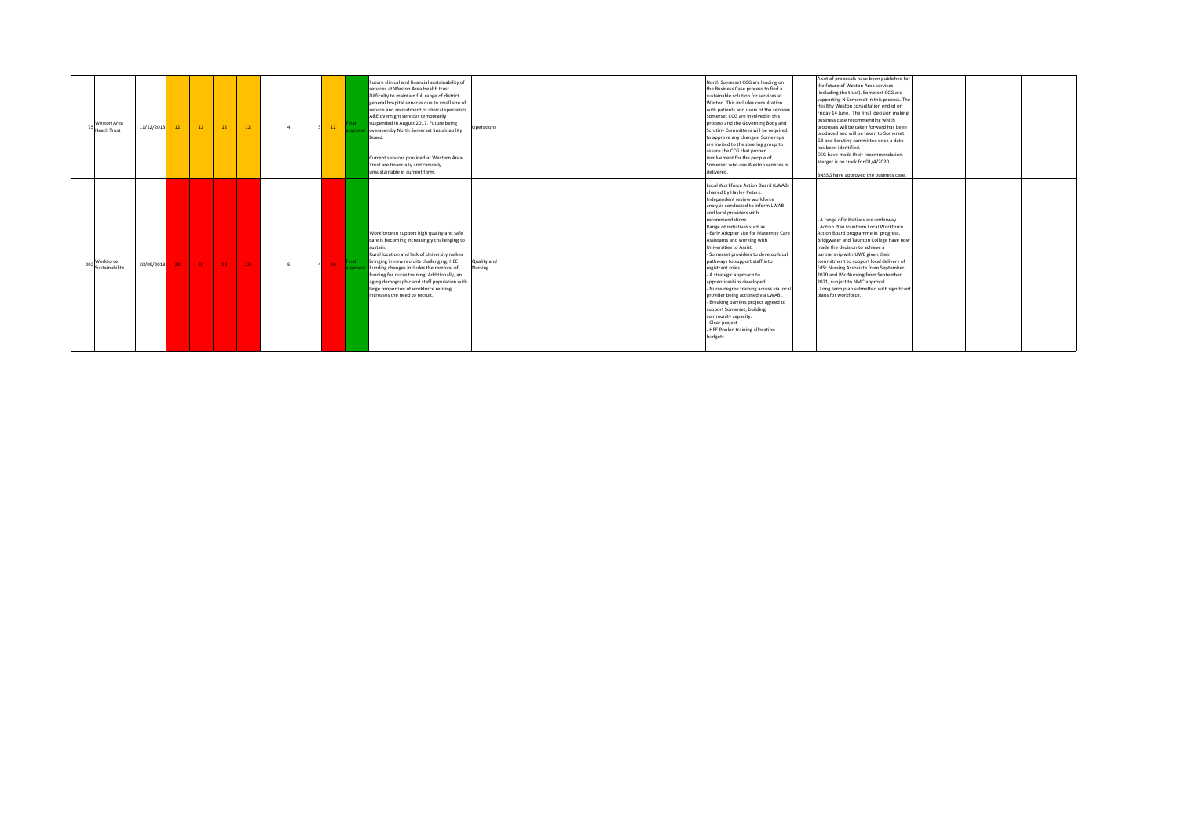| | | | | | | | | | | | | | | | | | | | | |
|---|---|---|---|---|---|---|---|---|---|---|---|---|---|---|---|---|---|---|---|---|
| 75 | Weston Area Heath Trust | 11/12/2013 | 12 | 12 | 12 | 12 | | 4 | 3 | 12 | Final approval | Future clinical and financial sustainability of services at Weston Area Health trust.<br>Difficulty to maintain full range of district general hospital services due to small size of service and recruitment of clinical specialists.<br>A&E overnight services temporarily suspended in August 2017. Future being overseen by North Somerset Sustainability Board.<br><br>Current services provided at Western Area Trust are financially and clinically unsustainable in current form. | Operations | | | North Somerset CCG are leading on the Business Case process to find a sustainable solution for services at Weston. This includes consultation with patients and users of the services. Somerset CCG are involved in this process and the Governing Body and Scrutiny Committees will be required to approve any changes. Some reps are invited to the steering group to assure the CCG that proper involvement for the people of Somerset who use Weston services is delivered. | | A set of proposals have been published for the future of Weston Area services (including the trust). Somerset CCG are supporting N Somerset in this process. The Healthy Weston consultation ended on Friday 14 June. The final decision making business case recommending which proposals will be taken forward has been produced and will be taken to Somerset GB and Scrutiny committee once a date has been identified.<br>CCG have made their recommendation.<br>Merger is on track for 01/4/2020<br><br>BNSSG have approved the business case. | | | |
| 292 | Workforce Sustainability | 30/09/2018 | 20 | 20 | 20 | 20 | | 5 | 4 | 20 | Final approval | Workforce to support high quality and safe care is becoming increasingly challenging to sustain.<br>Rural location and lack of University makes bringing in new recruits challenging. HEE Funding changes includes the removal of funding for nurse training. Additionally, an aging demographic and staff population with large proportion of workforce retiring increases the need to recruit. | Quality and Nursing | | | Local Workforce Action Board (LWAB) chaired by Hayley Peters.<br>Independent review workforce analysis conducted to inform LWAB and local providers with recommendations.<br>Range of initiatives such as:<br>- Early Adopter site for Maternity Care Assistants and working with Universities to Assist.<br>- Somerset providers to develop local pathways to support staff into registrant roles.<br>- A strategic approach to apprenticeships developed.<br>- Nurse degree training access via local provider being actioned via LWAB .<br>- Breaking barriers project agreed to support Somerset; building community capacity.<br>- Clear project<br>- HEE Pooled training allocation budgets. | | - A range of initiatives are underway<br>- Action Plan to inform Local Workforce Action Board programme in progress.<br>Bridgwater and Taunton College have now made the decision to achieve a partnership with UWE given their commitment to support local delivery of FdSc Nursing Associate from September 2020 and BSc Nursing from September 2021, subject to NMC approval.<br>- Long term plan submitted with significant plans for workforce. | | | |